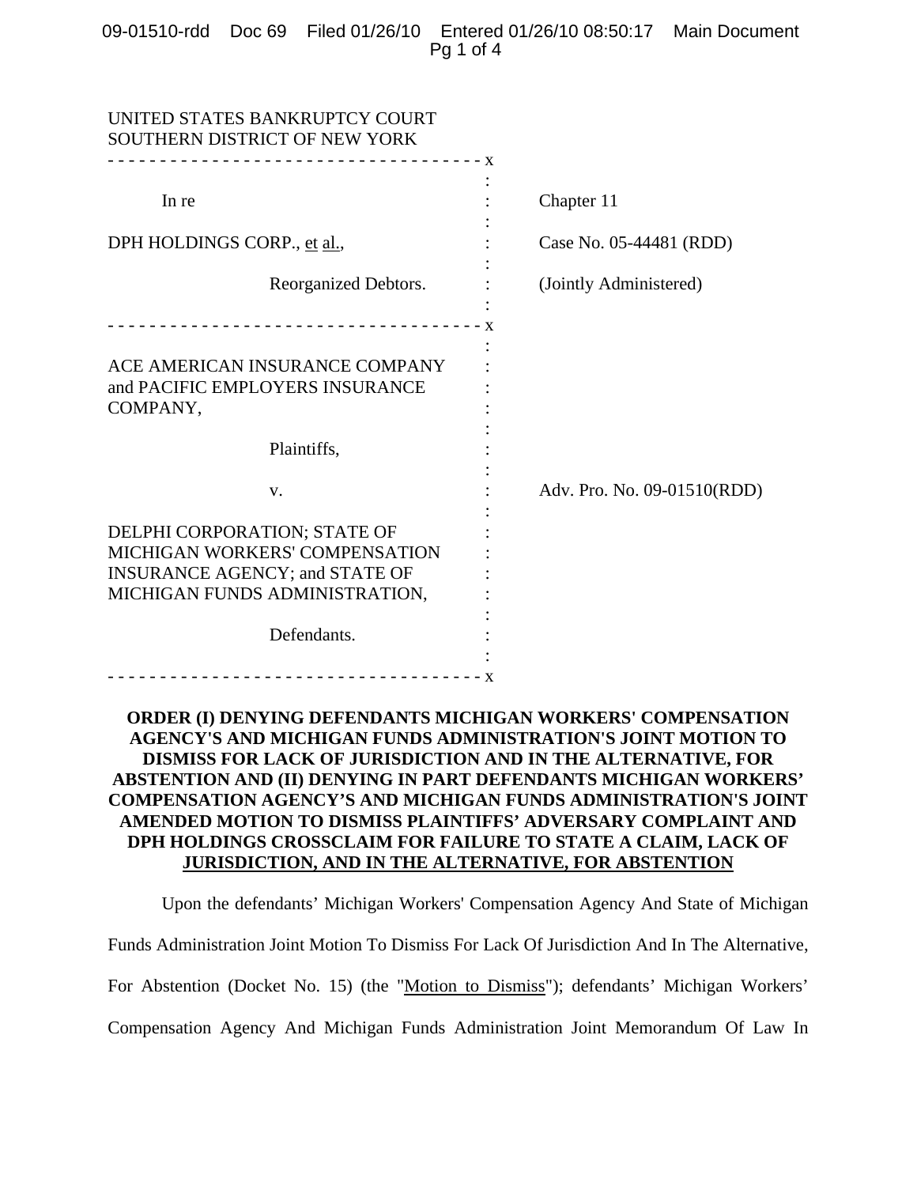UNITED STATES BANKRUPTCY COURT
SOUTHERN DISTRICT OF NEW YORK

| | | |
|---|---|---|
| In re | : | Chapter 11 |
| DPH HOLDINGS CORP., et al., | : | Case No. 05-44481 (RDD) |
| Reorganized Debtors. | : | (Jointly Administered) |
| ACE AMERICAN INSURANCE COMPANY and PACIFIC EMPLOYERS INSURANCE COMPANY, | : | |
| Plaintiffs, | : | |
| v. | : | Adv. Pro. No. 09-01510(RDD) |
| DELPHI CORPORATION; STATE OF MICHIGAN WORKERS' COMPENSATION INSURANCE AGENCY; and STATE OF MICHIGAN FUNDS ADMINISTRATION, | : | |
| Defendants. | : | |

**ORDER (I) DENYING DEFENDANTS MICHIGAN WORKERS' COMPENSATION AGENCY'S AND MICHIGAN FUNDS ADMINISTRATION'S JOINT MOTION TO DISMISS FOR LACK OF JURISDICTION AND IN THE ALTERNATIVE, FOR ABSTENTION AND (II) DENYING IN PART DEFENDANTS MICHIGAN WORKERS' COMPENSATION AGENCY'S AND MICHIGAN FUNDS ADMINISTRATION'S JOINT AMENDED MOTION TO DISMISS PLAINTIFFS' ADVERSARY COMPLAINT AND DPH HOLDINGS CROSSCLAIM FOR FAILURE TO STATE A CLAIM, LACK OF JURISDICTION, AND IN THE ALTERNATIVE, FOR ABSTENTION**

Upon the defendants' Michigan Workers' Compensation Agency And State of Michigan Funds Administration Joint Motion To Dismiss For Lack Of Jurisdiction And In The Alternative, For Abstention (Docket No. 15) (the "Motion to Dismiss"); defendants' Michigan Workers' Compensation Agency And Michigan Funds Administration Joint Memorandum Of Law In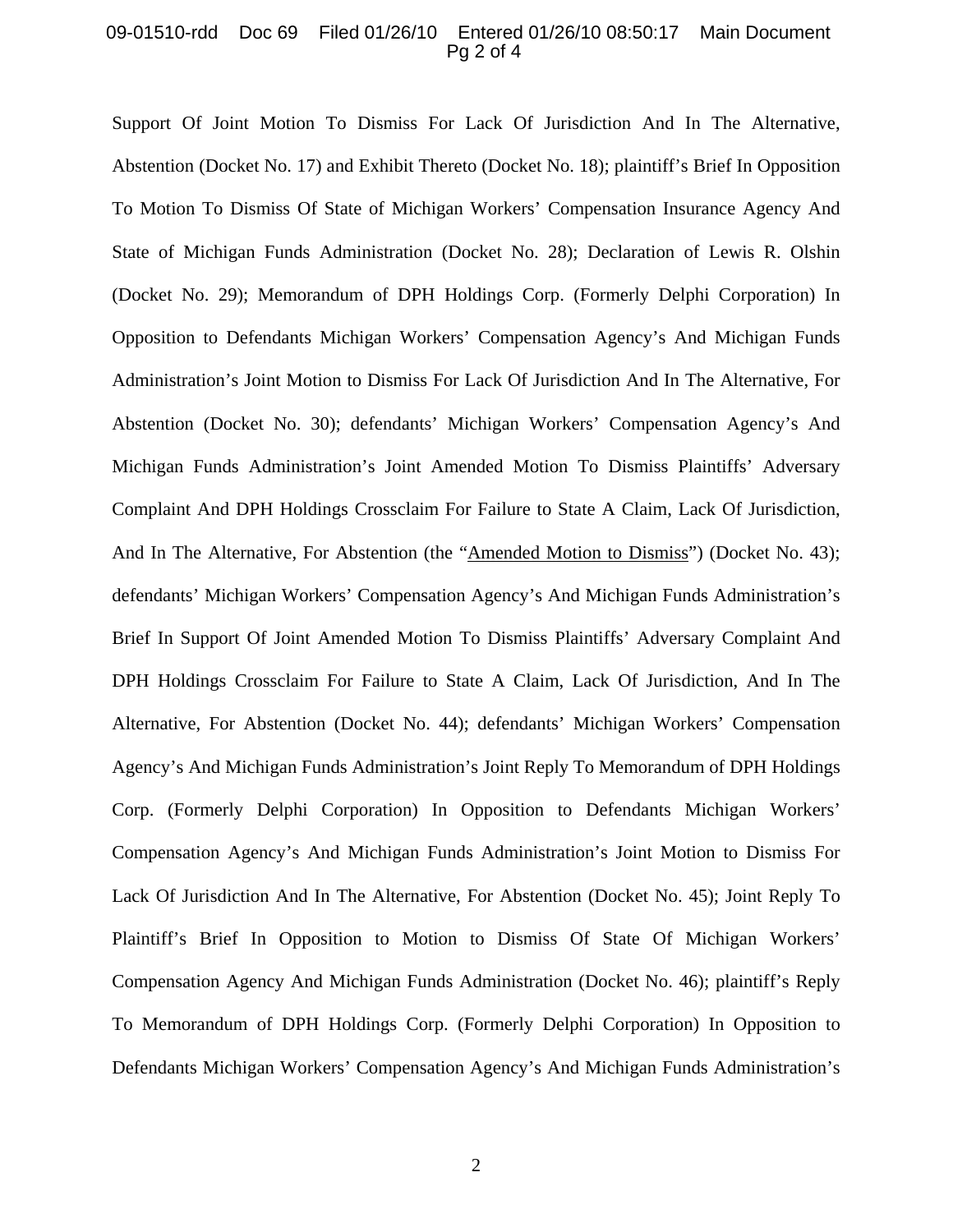Support Of Joint Motion To Dismiss For Lack Of Jurisdiction And In The Alternative, Abstention (Docket No. 17) and Exhibit Thereto (Docket No. 18); plaintiff's Brief In Opposition To Motion To Dismiss Of State of Michigan Workers' Compensation Insurance Agency And State of Michigan Funds Administration (Docket No. 28); Declaration of Lewis R. Olshin (Docket No. 29); Memorandum of DPH Holdings Corp. (Formerly Delphi Corporation) In Opposition to Defendants Michigan Workers' Compensation Agency's And Michigan Funds Administration's Joint Motion to Dismiss For Lack Of Jurisdiction And In The Alternative, For Abstention (Docket No. 30); defendants' Michigan Workers' Compensation Agency's And Michigan Funds Administration's Joint Amended Motion To Dismiss Plaintiffs' Adversary Complaint And DPH Holdings Crossclaim For Failure to State A Claim, Lack Of Jurisdiction, And In The Alternative, For Abstention (the "Amended Motion to Dismiss") (Docket No. 43); defendants' Michigan Workers' Compensation Agency's And Michigan Funds Administration's Brief In Support Of Joint Amended Motion To Dismiss Plaintiffs' Adversary Complaint And DPH Holdings Crossclaim For Failure to State A Claim, Lack Of Jurisdiction, And In The Alternative, For Abstention (Docket No. 44); defendants' Michigan Workers' Compensation Agency's And Michigan Funds Administration's Joint Reply To Memorandum of DPH Holdings Corp. (Formerly Delphi Corporation) In Opposition to Defendants Michigan Workers' Compensation Agency's And Michigan Funds Administration's Joint Motion to Dismiss For Lack Of Jurisdiction And In The Alternative, For Abstention (Docket No. 45); Joint Reply To Plaintiff's Brief In Opposition to Motion to Dismiss Of State Of Michigan Workers' Compensation Agency And Michigan Funds Administration (Docket No. 46); plaintiff's Reply To Memorandum of DPH Holdings Corp. (Formerly Delphi Corporation) In Opposition to Defendants Michigan Workers' Compensation Agency's And Michigan Funds Administration's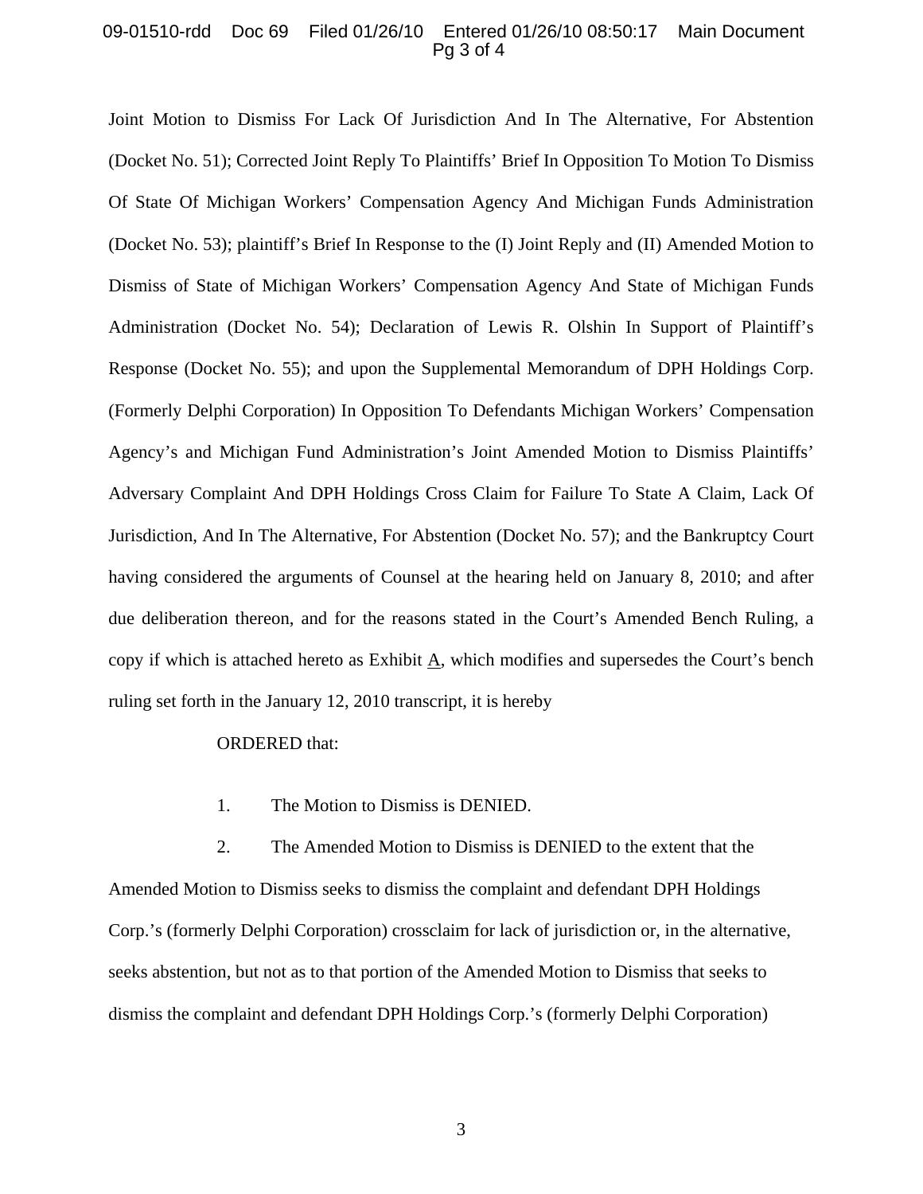Joint Motion to Dismiss For Lack Of Jurisdiction And In The Alternative, For Abstention (Docket No. 51); Corrected Joint Reply To Plaintiffs' Brief In Opposition To Motion To Dismiss Of State Of Michigan Workers' Compensation Agency And Michigan Funds Administration (Docket No. 53); plaintiff's Brief In Response to the (I) Joint Reply and (II) Amended Motion to Dismiss of State of Michigan Workers' Compensation Agency And State of Michigan Funds Administration (Docket No. 54); Declaration of Lewis R. Olshin In Support of Plaintiff's Response (Docket No. 55); and upon the Supplemental Memorandum of DPH Holdings Corp. (Formerly Delphi Corporation) In Opposition To Defendants Michigan Workers' Compensation Agency's and Michigan Fund Administration's Joint Amended Motion to Dismiss Plaintiffs' Adversary Complaint And DPH Holdings Cross Claim for Failure To State A Claim, Lack Of Jurisdiction, And In The Alternative, For Abstention (Docket No. 57); and the Bankruptcy Court having considered the arguments of Counsel at the hearing held on January 8, 2010; and after due deliberation thereon, and for the reasons stated in the Court's Amended Bench Ruling, a copy if which is attached hereto as Exhibit A, which modifies and supersedes the Court's bench ruling set forth in the January 12, 2010 transcript, it is hereby

ORDERED that:

1. The Motion to Dismiss is DENIED.

2. The Amended Motion to Dismiss is DENIED to the extent that the Amended Motion to Dismiss seeks to dismiss the complaint and defendant DPH Holdings Corp.'s (formerly Delphi Corporation) crossclaim for lack of jurisdiction or, in the alternative, seeks abstention, but not as to that portion of the Amended Motion to Dismiss that seeks to dismiss the complaint and defendant DPH Holdings Corp.'s (formerly Delphi Corporation)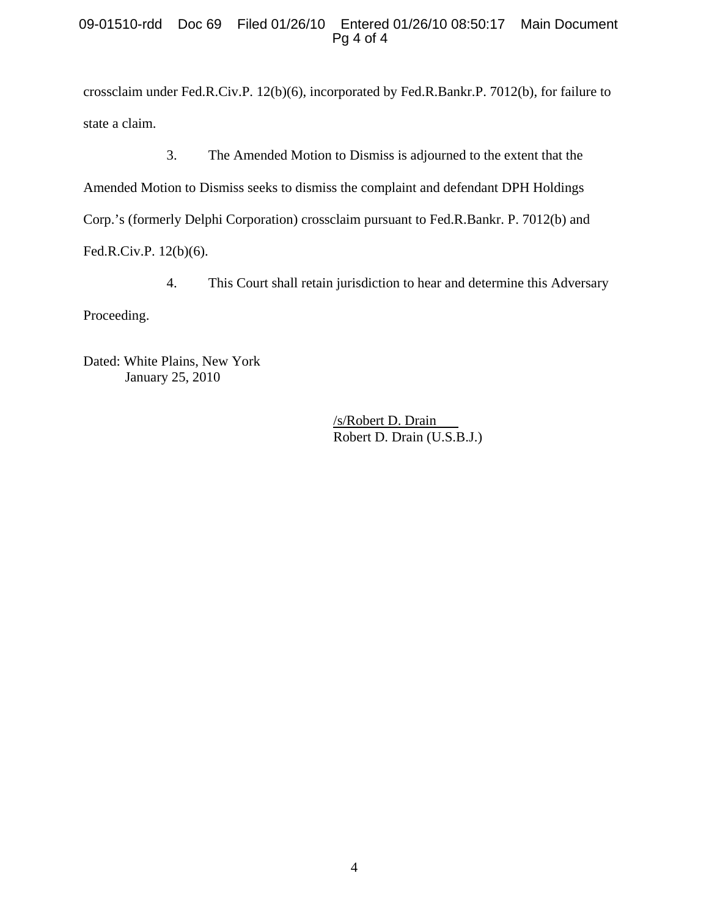crossclaim under Fed.R.Civ.P. 12(b)(6), incorporated by Fed.R.Bankr.P. 7012(b), for failure to state a claim.

3. The Amended Motion to Dismiss is adjourned to the extent that the Amended Motion to Dismiss seeks to dismiss the complaint and defendant DPH Holdings Corp.'s (formerly Delphi Corporation) crossclaim pursuant to Fed.R.Bankr. P. 7012(b) and Fed.R.Civ.P. 12(b)(6).

4. This Court shall retain jurisdiction to hear and determine this Adversary Proceeding.

Dated: White Plains, New York
January 25, 2010

/s/Robert D. Drain
Robert D. Drain (U.S.B.J.)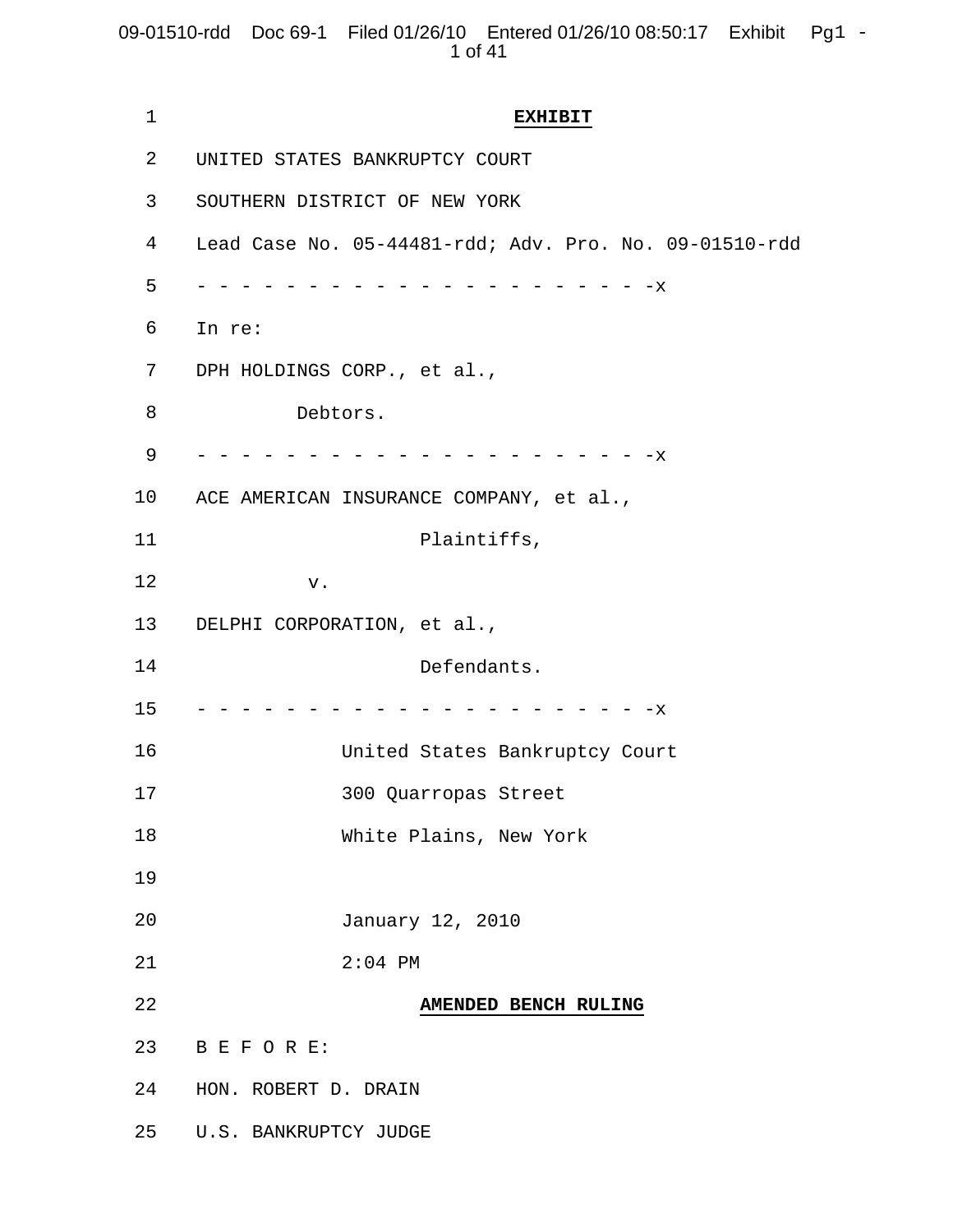**EXHIBIT**

UNITED STATES BANKRUPTCY COURT

SOUTHERN DISTRICT OF NEW YORK

Lead Case No. 05-44481-rdd; Adv. Pro. No. 09-01510-rdd

- - - - - - - - - - - - - - - - - - - - - - -x

In re:

DPH HOLDINGS CORP., et al.,

Debtors.

- - - - - - - - - - - - - - - - - - - - - - -x

ACE AMERICAN INSURANCE COMPANY, et al.,

Plaintiffs,

v.

DELPHI CORPORATION, et al.,

Defendants.

- - - - - - - - - - - - - - - - - - - - - - -x

United States Bankruptcy Court

300 Quarropas Street

White Plains, New York

January 12, 2010

2:04 PM

**AMENDED BENCH RULING**

B E F O R E:

HON. ROBERT D. DRAIN

U.S. BANKRUPTCY JUDGE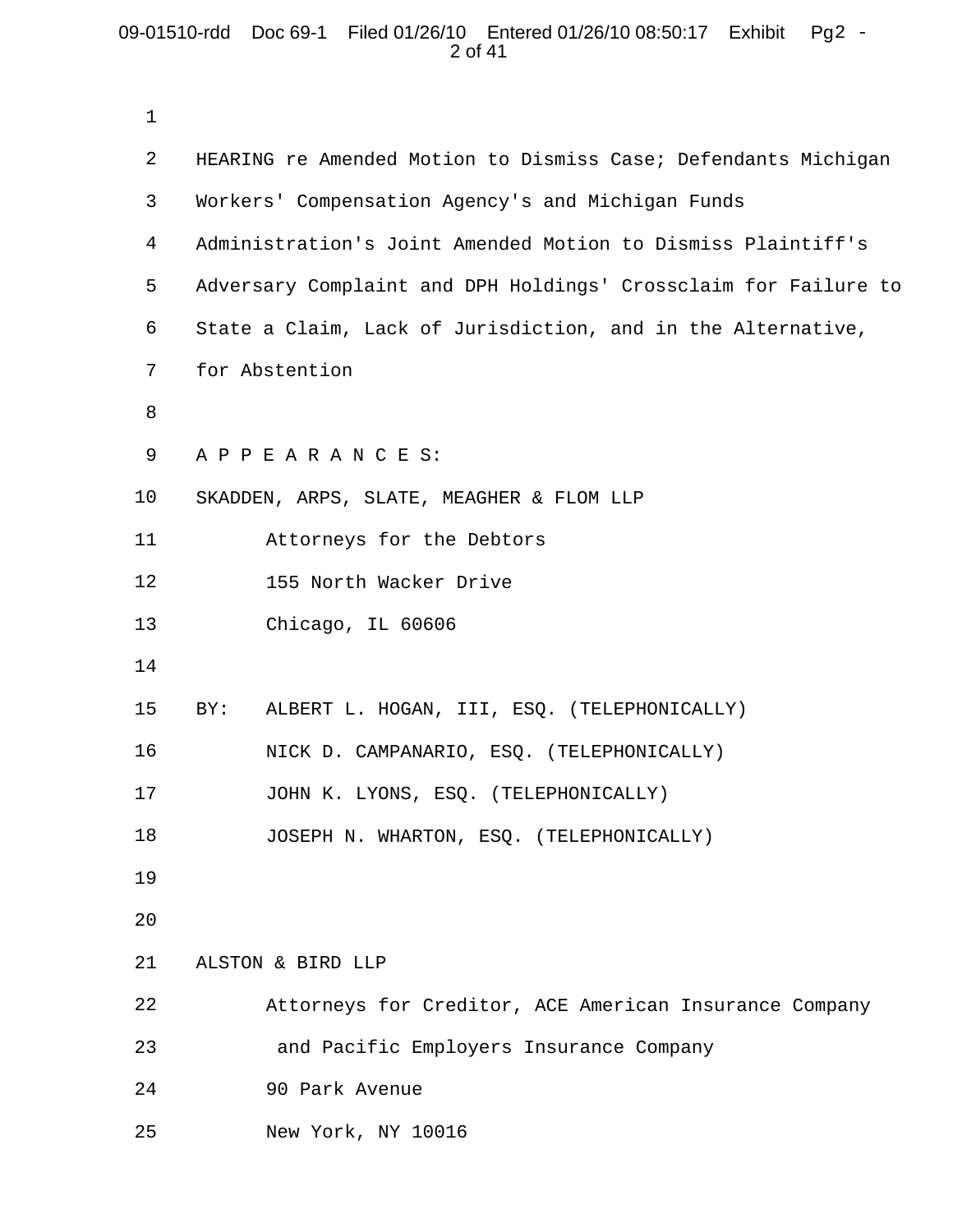HEARING re Amended Motion to Dismiss Case; Defendants Michigan Workers' Compensation Agency's and Michigan Funds Administration's Joint Amended Motion to Dismiss Plaintiff's Adversary Complaint and DPH Holdings' Crossclaim for Failure to State a Claim, Lack of Jurisdiction, and in the Alternative, for Abstention

A P P E A R A N C E S:

SKADDEN, ARPS, SLATE, MEAGHER & FLOM LLP

Attorneys for the Debtors

155 North Wacker Drive

Chicago, IL 60606

BY: ALBERT L. HOGAN, III, ESQ. (TELEPHONICALLY)

NICK D. CAMPANARIO, ESQ. (TELEPHONICALLY)

JOHN K. LYONS, ESQ. (TELEPHONICALLY)

JOSEPH N. WHARTON, ESQ. (TELEPHONICALLY)

ALSTON & BIRD LLP

Attorneys for Creditor, ACE American Insurance Company and Pacific Employers Insurance Company

90 Park Avenue

New York, NY 10016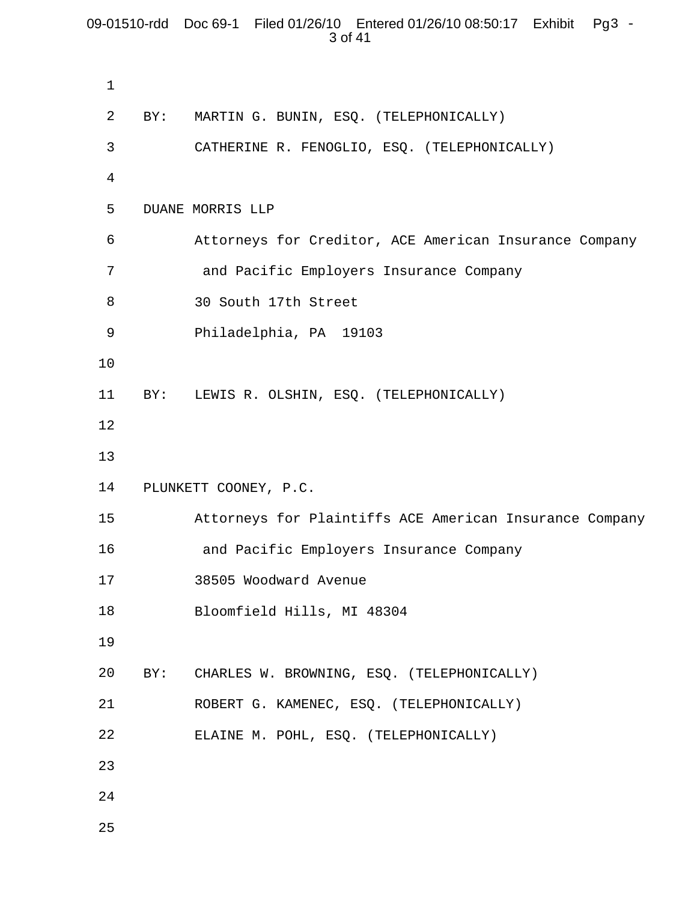BY: MARTIN G. BUNIN, ESQ. (TELEPHONICALLY)
CATHERINE R. FENOGLIO, ESQ. (TELEPHONICALLY)

DUANE MORRIS LLP
Attorneys for Creditor, ACE American Insurance Company
and Pacific Employers Insurance Company
30 South 17th Street
Philadelphia, PA 19103

BY: LEWIS R. OLSHIN, ESQ. (TELEPHONICALLY)

PLUNKETT COONEY, P.C.
Attorneys for Plaintiffs ACE American Insurance Company
and Pacific Employers Insurance Company
38505 Woodward Avenue
Bloomfield Hills, MI 48304

BY: CHARLES W. BROWNING, ESQ. (TELEPHONICALLY)
ROBERT G. KAMENEC, ESQ. (TELEPHONICALLY)
ELAINE M. POHL, ESQ. (TELEPHONICALLY)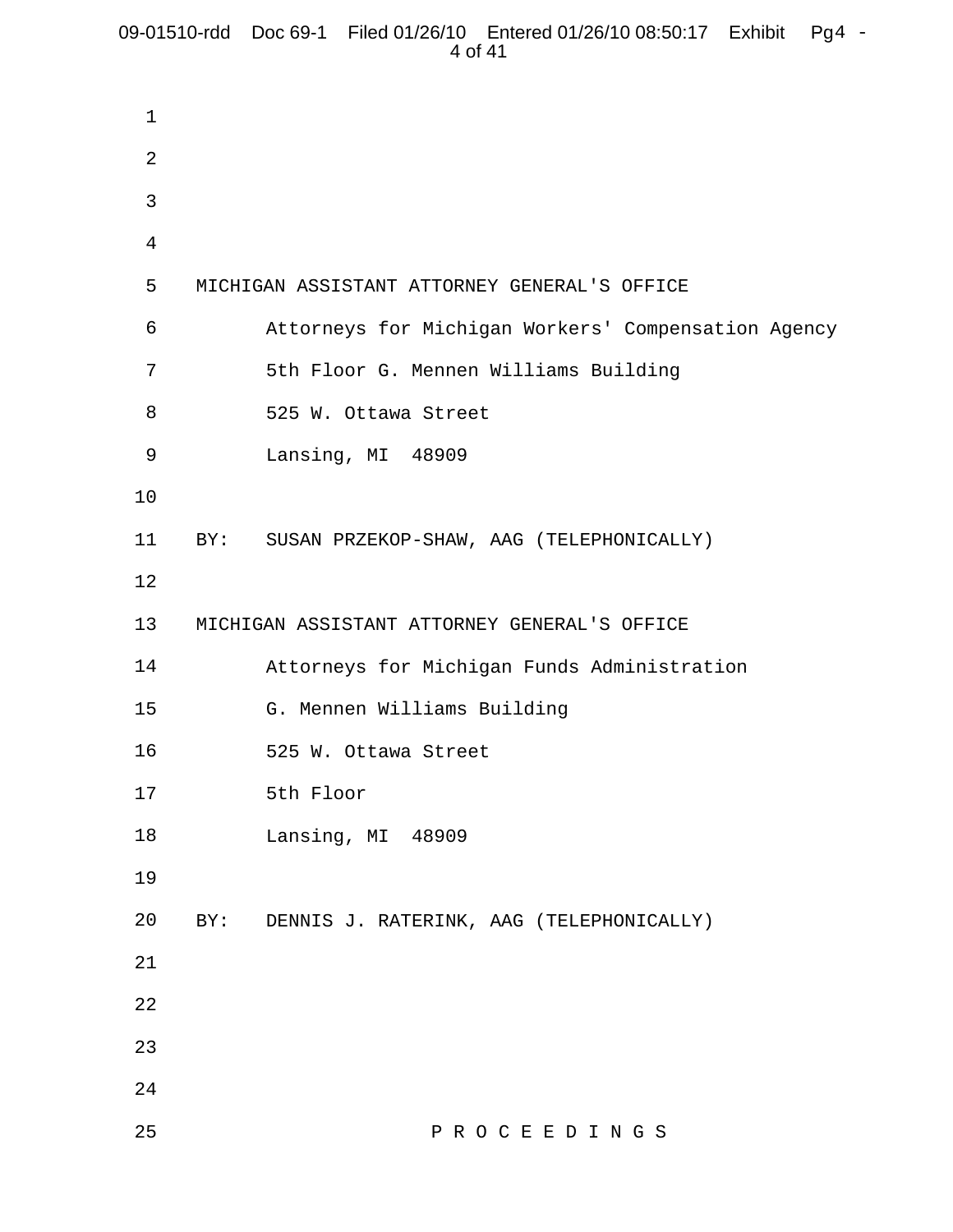MICHIGAN ASSISTANT ATTORNEY GENERAL'S OFFICE

Attorneys for Michigan Workers' Compensation Agency

5th Floor G. Mennen Williams Building

525 W. Ottawa Street

Lansing, MI 48909

BY: SUSAN PRZEKOP-SHAW, AAG (TELEPHONICALLY)

MICHIGAN ASSISTANT ATTORNEY GENERAL'S OFFICE

Attorneys for Michigan Funds Administration

G. Mennen Williams Building

525 W. Ottawa Street

5th Floor

Lansing, MI 48909

BY: DENNIS J. RATERINK, AAG (TELEPHONICALLY)

P R O C E E D I N G S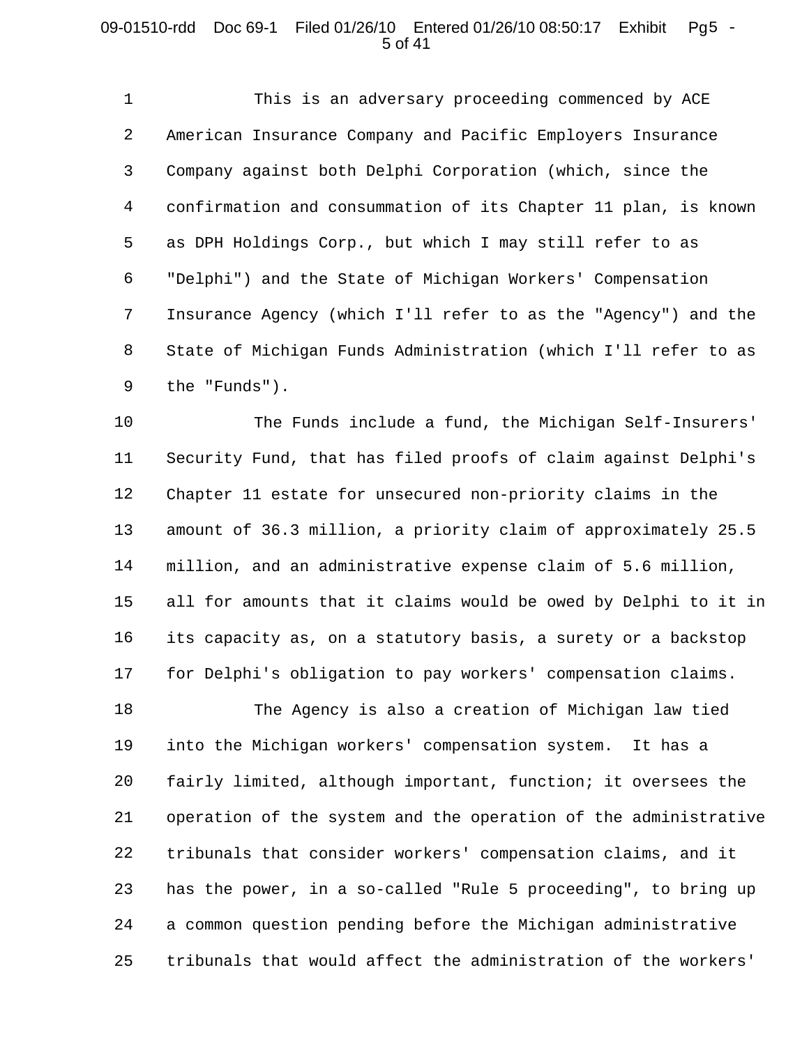This is an adversary proceeding commenced by ACE American Insurance Company and Pacific Employers Insurance Company against both Delphi Corporation (which, since the confirmation and consummation of its Chapter 11 plan, is known as DPH Holdings Corp., but which I may still refer to as "Delphi") and the State of Michigan Workers' Compensation Insurance Agency (which I'll refer to as the "Agency") and the State of Michigan Funds Administration (which I'll refer to as the "Funds").

The Funds include a fund, the Michigan Self-Insurers' Security Fund, that has filed proofs of claim against Delphi's Chapter 11 estate for unsecured non-priority claims in the amount of 36.3 million, a priority claim of approximately 25.5 million, and an administrative expense claim of 5.6 million, all for amounts that it claims would be owed by Delphi to it in its capacity as, on a statutory basis, a surety or a backstop for Delphi's obligation to pay workers' compensation claims.

The Agency is also a creation of Michigan law tied into the Michigan workers' compensation system. It has a fairly limited, although important, function; it oversees the operation of the system and the operation of the administrative tribunals that consider workers' compensation claims, and it has the power, in a so-called "Rule 5 proceeding", to bring up a common question pending before the Michigan administrative tribunals that would affect the administration of the workers'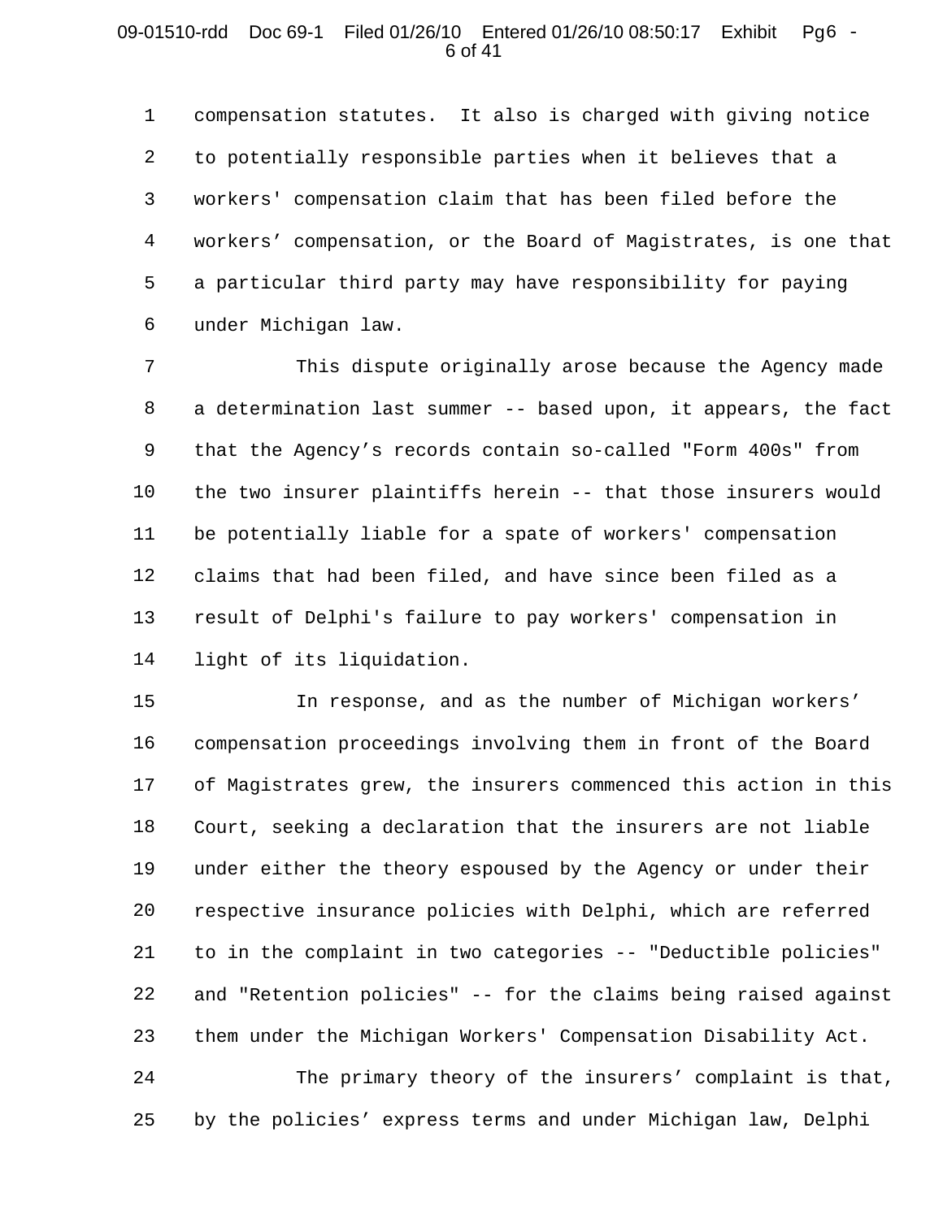compensation statutes. It also is charged with giving notice to potentially responsible parties when it believes that a workers' compensation claim that has been filed before the workers' compensation, or the Board of Magistrates, is one that a particular third party may have responsibility for paying under Michigan law.

This dispute originally arose because the Agency made a determination last summer -- based upon, it appears, the fact that the Agency's records contain so-called "Form 400s" from the two insurer plaintiffs herein -- that those insurers would be potentially liable for a spate of workers' compensation claims that had been filed, and have since been filed as a result of Delphi's failure to pay workers' compensation in light of its liquidation.

In response, and as the number of Michigan workers' compensation proceedings involving them in front of the Board of Magistrates grew, the insurers commenced this action in this Court, seeking a declaration that the insurers are not liable under either the theory espoused by the Agency or under their respective insurance policies with Delphi, which are referred to in the complaint in two categories -- "Deductible policies" and "Retention policies" -- for the claims being raised against them under the Michigan Workers' Compensation Disability Act.

The primary theory of the insurers' complaint is that, by the policies' express terms and under Michigan law, Delphi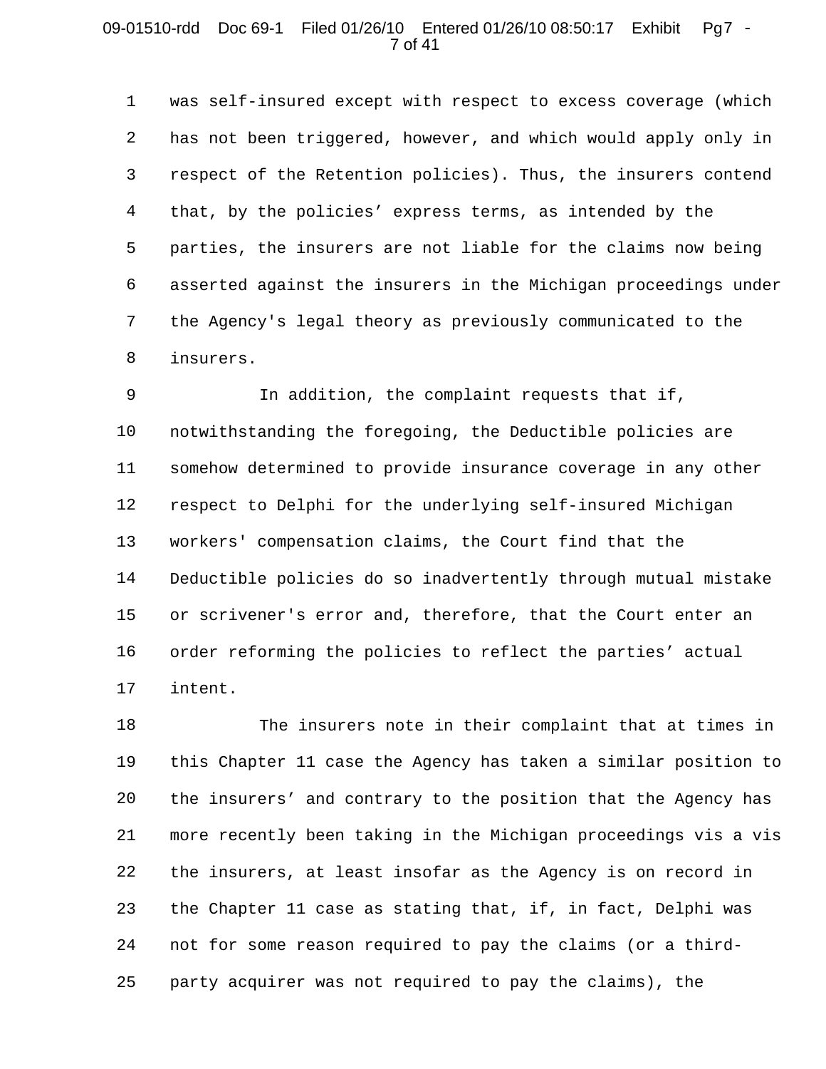was self-insured except with respect to excess coverage (which has not been triggered, however, and which would apply only in respect of the Retention policies). Thus, the insurers contend that, by the policies’ express terms, as intended by the parties, the insurers are not liable for the claims now being asserted against the insurers in the Michigan proceedings under the Agency's legal theory as previously communicated to the insurers.

In addition, the complaint requests that if, notwithstanding the foregoing, the Deductible policies are somehow determined to provide insurance coverage in any other respect to Delphi for the underlying self-insured Michigan workers' compensation claims, the Court find that the Deductible policies do so inadvertently through mutual mistake or scrivener's error and, therefore, that the Court enter an order reforming the policies to reflect the parties’ actual intent.

The insurers note in their complaint that at times in this Chapter 11 case the Agency has taken a similar position to the insurers’ and contrary to the position that the Agency has more recently been taking in the Michigan proceedings vis a vis the insurers, at least insofar as the Agency is on record in the Chapter 11 case as stating that, if, in fact, Delphi was not for some reason required to pay the claims (or a third-party acquirer was not required to pay the claims), the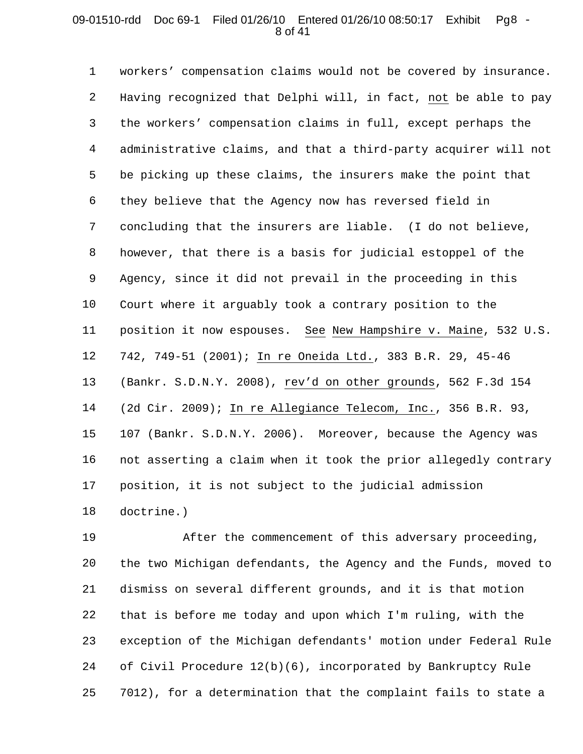workers' compensation claims would not be covered by insurance. Having recognized that Delphi will, in fact, not be able to pay the workers' compensation claims in full, except perhaps the administrative claims, and that a third-party acquirer will not be picking up these claims, the insurers make the point that they believe that the Agency now has reversed field in concluding that the insurers are liable. (I do not believe, however, that there is a basis for judicial estoppel of the Agency, since it did not prevail in the proceeding in this Court where it arguably took a contrary position to the position it now espouses. See New Hampshire v. Maine, 532 U.S. 742, 749-51 (2001); In re Oneida Ltd., 383 B.R. 29, 45-46 (Bankr. S.D.N.Y. 2008), rev'd on other grounds, 562 F.3d 154 (2d Cir. 2009); In re Allegiance Telecom, Inc., 356 B.R. 93, 107 (Bankr. S.D.N.Y. 2006). Moreover, because the Agency was not asserting a claim when it took the prior allegedly contrary position, it is not subject to the judicial admission doctrine.)

After the commencement of this adversary proceeding, the two Michigan defendants, the Agency and the Funds, moved to dismiss on several different grounds, and it is that motion that is before me today and upon which I'm ruling, with the exception of the Michigan defendants' motion under Federal Rule of Civil Procedure 12(b)(6), incorporated by Bankruptcy Rule 7012), for a determination that the complaint fails to state a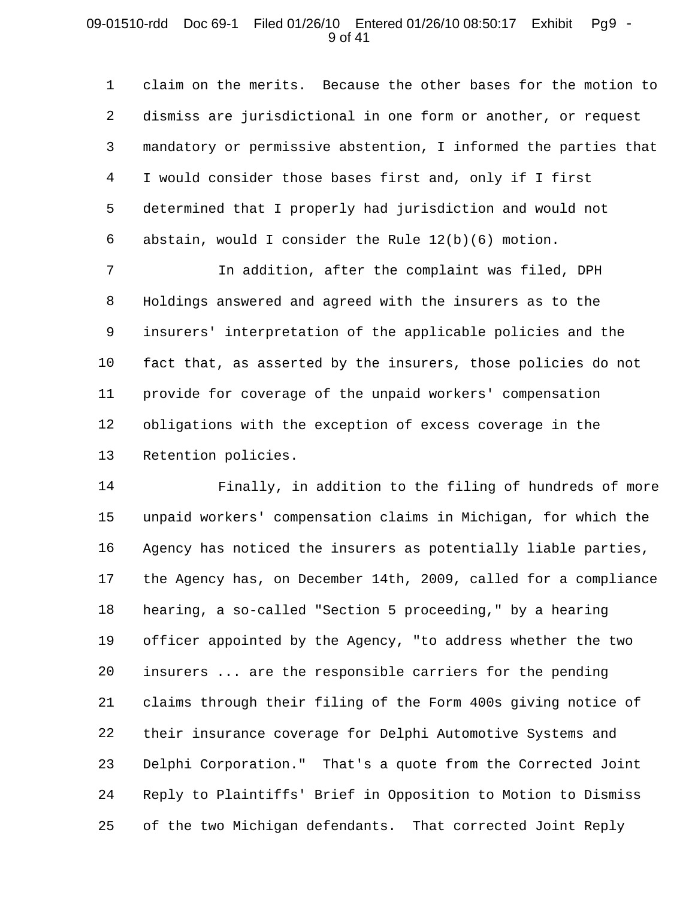claim on the merits. Because the other bases for the motion to dismiss are jurisdictional in one form or another, or request mandatory or permissive abstention, I informed the parties that I would consider those bases first and, only if I first determined that I properly had jurisdiction and would not abstain, would I consider the Rule 12(b)(6) motion.

In addition, after the complaint was filed, DPH Holdings answered and agreed with the insurers as to the insurers' interpretation of the applicable policies and the fact that, as asserted by the insurers, those policies do not provide for coverage of the unpaid workers' compensation obligations with the exception of excess coverage in the Retention policies.

Finally, in addition to the filing of hundreds of more unpaid workers' compensation claims in Michigan, for which the Agency has noticed the insurers as potentially liable parties, the Agency has, on December 14th, 2009, called for a compliance hearing, a so-called "Section 5 proceeding," by a hearing officer appointed by the Agency, "to address whether the two insurers ... are the responsible carriers for the pending claims through their filing of the Form 400s giving notice of their insurance coverage for Delphi Automotive Systems and Delphi Corporation." That's a quote from the Corrected Joint Reply to Plaintiffs' Brief in Opposition to Motion to Dismiss of the two Michigan defendants. That corrected Joint Reply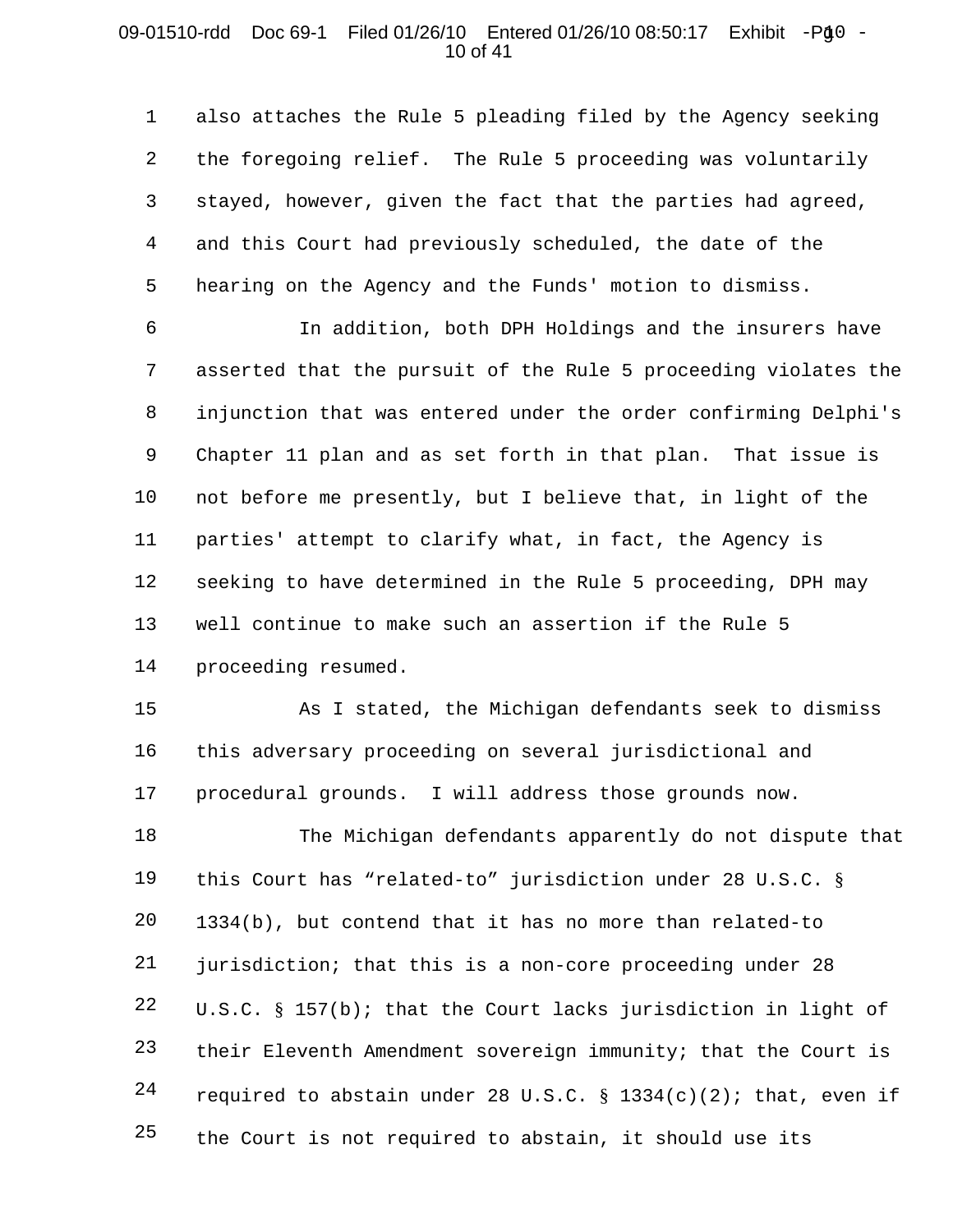also attaches the Rule 5 pleading filed by the Agency seeking the foregoing relief. The Rule 5 proceeding was voluntarily stayed, however, given the fact that the parties had agreed, and this Court had previously scheduled, the date of the hearing on the Agency and the Funds' motion to dismiss.

In addition, both DPH Holdings and the insurers have asserted that the pursuit of the Rule 5 proceeding violates the injunction that was entered under the order confirming Delphi's Chapter 11 plan and as set forth in that plan. That issue is not before me presently, but I believe that, in light of the parties' attempt to clarify what, in fact, the Agency is seeking to have determined in the Rule 5 proceeding, DPH may well continue to make such an assertion if the Rule 5 proceeding resumed.

As I stated, the Michigan defendants seek to dismiss this adversary proceeding on several jurisdictional and procedural grounds. I will address those grounds now.

The Michigan defendants apparently do not dispute that this Court has “related-to” jurisdiction under 28 U.S.C. § 1334(b), but contend that it has no more than related-to jurisdiction; that this is a non-core proceeding under 28 U.S.C. § 157(b); that the Court lacks jurisdiction in light of their Eleventh Amendment sovereign immunity; that the Court is required to abstain under 28 U.S.C. § 1334(c)(2); that, even if the Court is not required to abstain, it should use its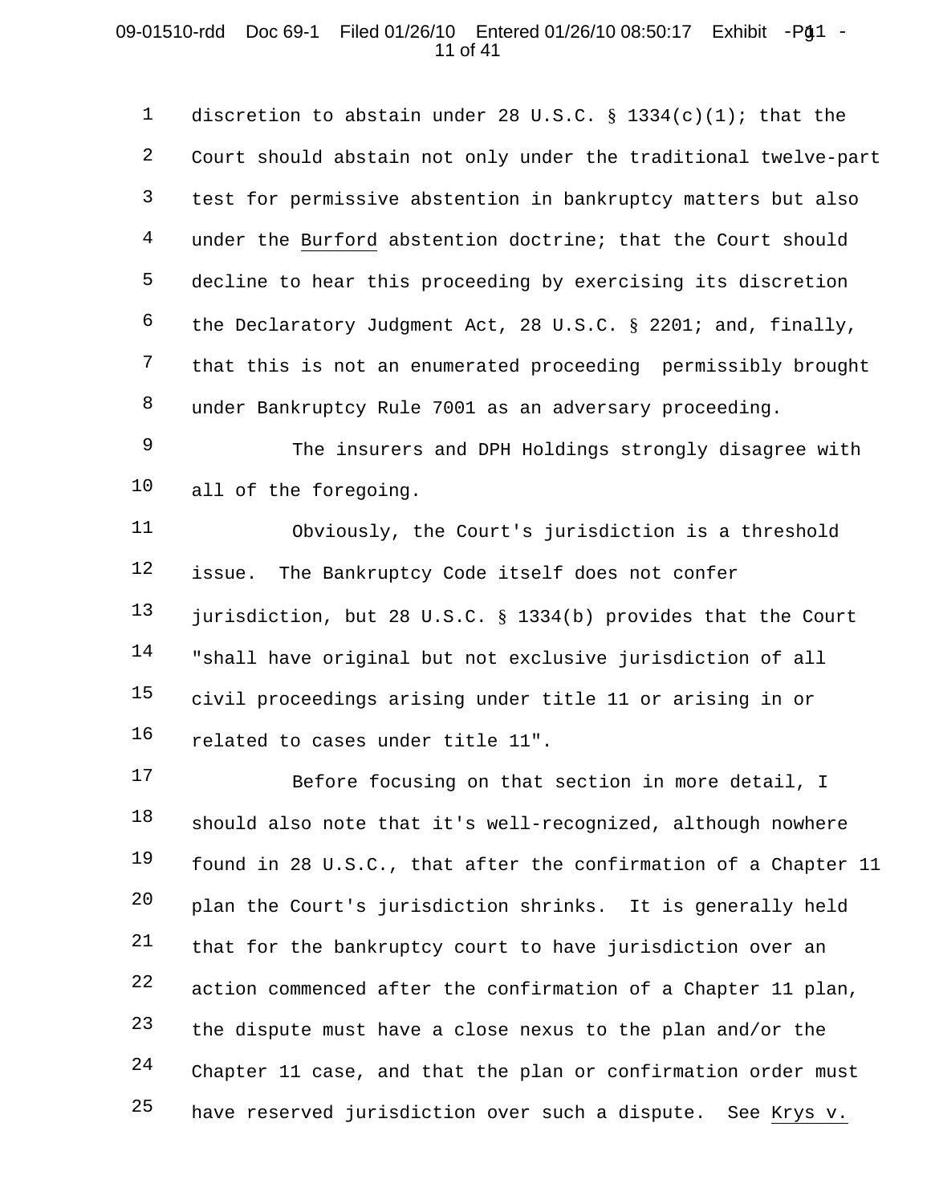discretion to abstain under 28 U.S.C. § 1334(c)(1); that the Court should abstain not only under the traditional twelve-part test for permissive abstention in bankruptcy matters but also under the Burford abstention doctrine; that the Court should decline to hear this proceeding by exercising its discretion the Declaratory Judgment Act, 28 U.S.C. § 2201; and, finally, that this is not an enumerated proceeding permissibly brought under Bankruptcy Rule 7001 as an adversary proceeding.

The insurers and DPH Holdings strongly disagree with all of the foregoing.

Obviously, the Court's jurisdiction is a threshold issue. The Bankruptcy Code itself does not confer jurisdiction, but 28 U.S.C. § 1334(b) provides that the Court "shall have original but not exclusive jurisdiction of all civil proceedings arising under title 11 or arising in or related to cases under title 11".

Before focusing on that section in more detail, I should also note that it's well-recognized, although nowhere found in 28 U.S.C., that after the confirmation of a Chapter 11 plan the Court's jurisdiction shrinks. It is generally held that for the bankruptcy court to have jurisdiction over an action commenced after the confirmation of a Chapter 11 plan, the dispute must have a close nexus to the plan and/or the Chapter 11 case, and that the plan or confirmation order must have reserved jurisdiction over such a dispute. See Krys v.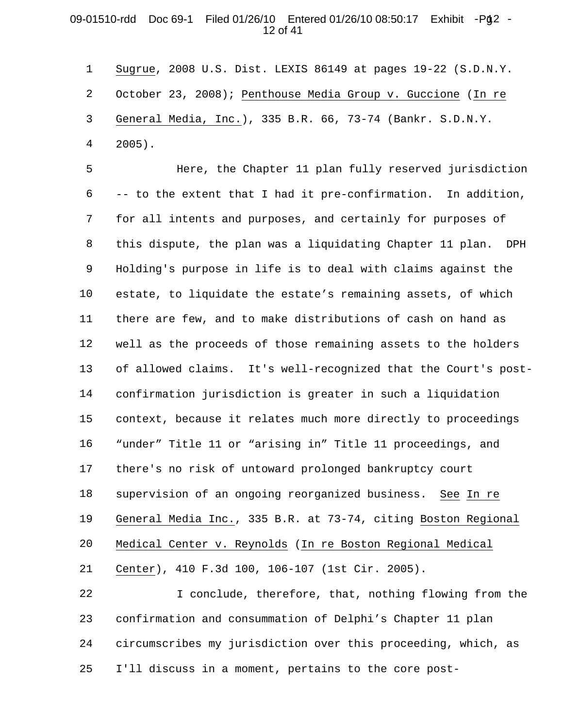Sugrue, 2008 U.S. Dist. LEXIS 86149 at pages 19-22 (S.D.N.Y. October 23, 2008); Penthouse Media Group v. Guccione (In re General Media, Inc.), 335 B.R. 66, 73-74 (Bankr. S.D.N.Y. 2005).

Here, the Chapter 11 plan fully reserved jurisdiction -- to the extent that I had it pre-confirmation. In addition, for all intents and purposes, and certainly for purposes of this dispute, the plan was a liquidating Chapter 11 plan. DPH Holding's purpose in life is to deal with claims against the estate, to liquidate the estate's remaining assets, of which there are few, and to make distributions of cash on hand as well as the proceeds of those remaining assets to the holders of allowed claims. It's well-recognized that the Court's post-confirmation jurisdiction is greater in such a liquidation context, because it relates much more directly to proceedings "under" Title 11 or "arising in" Title 11 proceedings, and there's no risk of untoward prolonged bankruptcy court supervision of an ongoing reorganized business. See In re General Media Inc., 335 B.R. at 73-74, citing Boston Regional Medical Center v. Reynolds (In re Boston Regional Medical Center), 410 F.3d 100, 106-107 (1st Cir. 2005).

I conclude, therefore, that, nothing flowing from the confirmation and consummation of Delphi's Chapter 11 plan circumscribes my jurisdiction over this proceeding, which, as I'll discuss in a moment, pertains to the core post-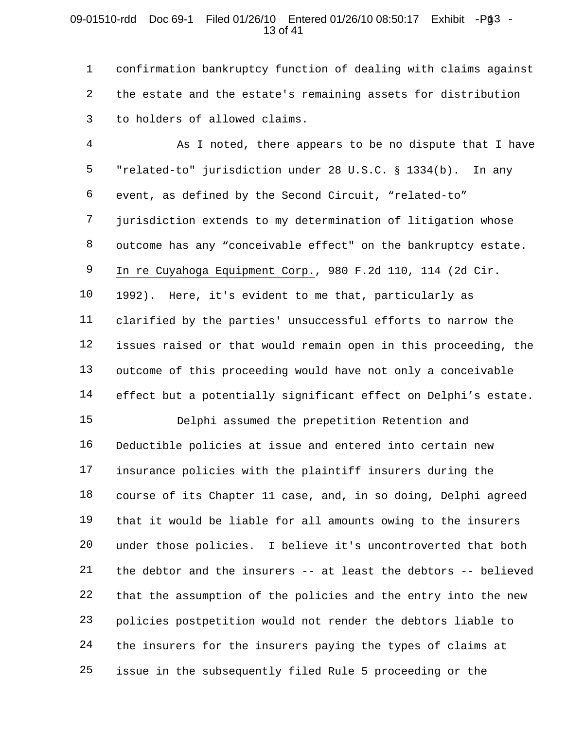confirmation bankruptcy function of dealing with claims against the estate and the estate's remaining assets for distribution to holders of allowed claims.

As I noted, there appears to be no dispute that I have "related-to" jurisdiction under 28 U.S.C. § 1334(b). In any event, as defined by the Second Circuit, “related-to” jurisdiction extends to my determination of litigation whose outcome has any “conceivable effect" on the bankruptcy estate. In re Cuyahoga Equipment Corp., 980 F.2d 110, 114 (2d Cir. 1992). Here, it's evident to me that, particularly as clarified by the parties' unsuccessful efforts to narrow the issues raised or that would remain open in this proceeding, the outcome of this proceeding would have not only a conceivable effect but a potentially significant effect on Delphi’s estate.

Delphi assumed the prepetition Retention and Deductible policies at issue and entered into certain new insurance policies with the plaintiff insurers during the course of its Chapter 11 case, and, in so doing, Delphi agreed that it would be liable for all amounts owing to the insurers under those policies. I believe it's uncontroverted that both the debtor and the insurers -- at least the debtors -- believed that the assumption of the policies and the entry into the new policies postpetition would not render the debtors liable to the insurers for the insurers paying the types of claims at issue in the subsequently filed Rule 5 proceeding or the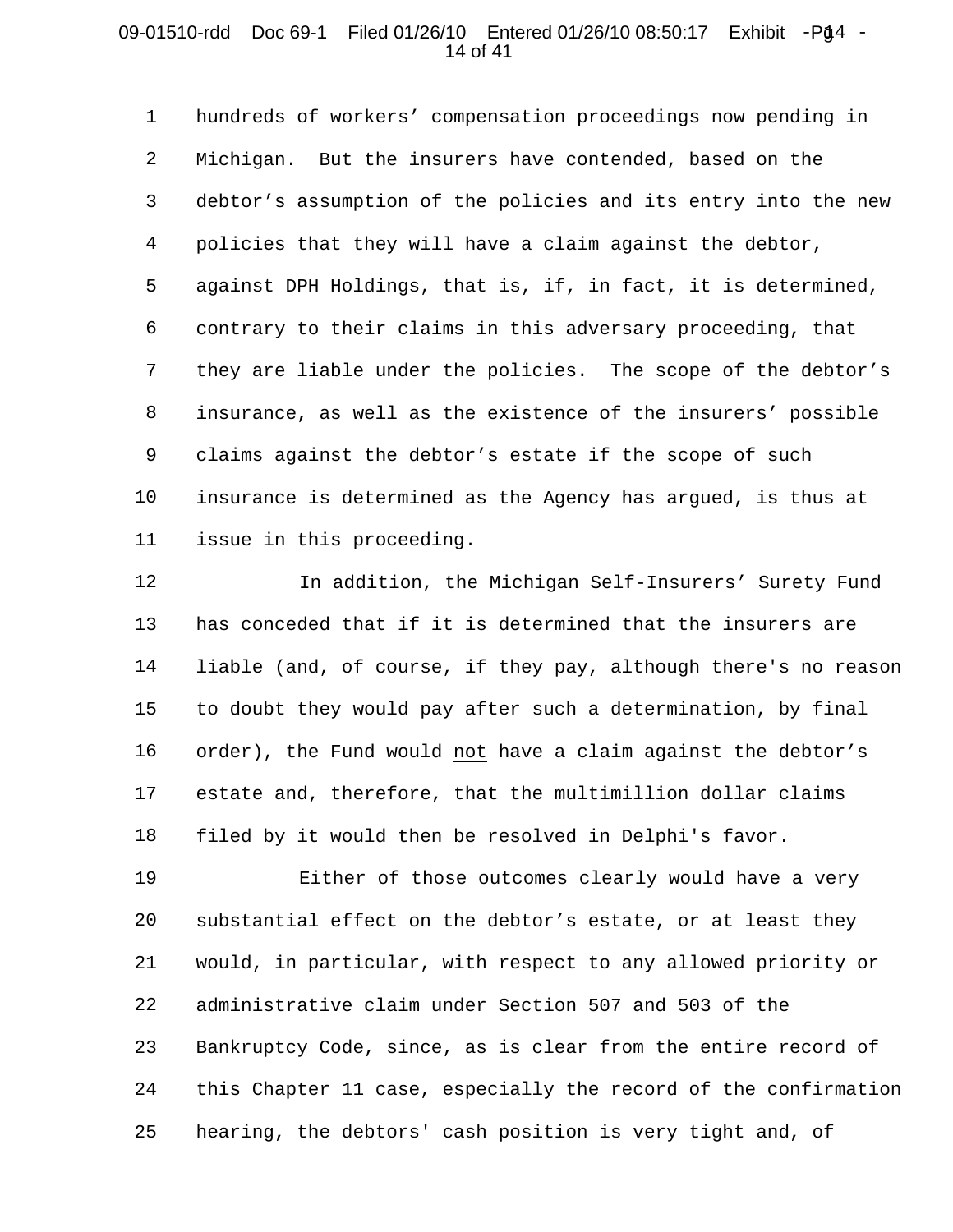hundreds of workers' compensation proceedings now pending in Michigan. But the insurers have contended, based on the debtor's assumption of the policies and its entry into the new policies that they will have a claim against the debtor, against DPH Holdings, that is, if, in fact, it is determined, contrary to their claims in this adversary proceeding, that they are liable under the policies. The scope of the debtor's insurance, as well as the existence of the insurers' possible claims against the debtor's estate if the scope of such insurance is determined as the Agency has argued, is thus at issue in this proceeding.

In addition, the Michigan Self-Insurers' Surety Fund has conceded that if it is determined that the insurers are liable (and, of course, if they pay, although there's no reason to doubt they would pay after such a determination, by final order), the Fund would not have a claim against the debtor's estate and, therefore, that the multimillion dollar claims filed by it would then be resolved in Delphi's favor.

Either of those outcomes clearly would have a very substantial effect on the debtor's estate, or at least they would, in particular, with respect to any allowed priority or administrative claim under Section 507 and 503 of the Bankruptcy Code, since, as is clear from the entire record of this Chapter 11 case, especially the record of the confirmation hearing, the debtors' cash position is very tight and, of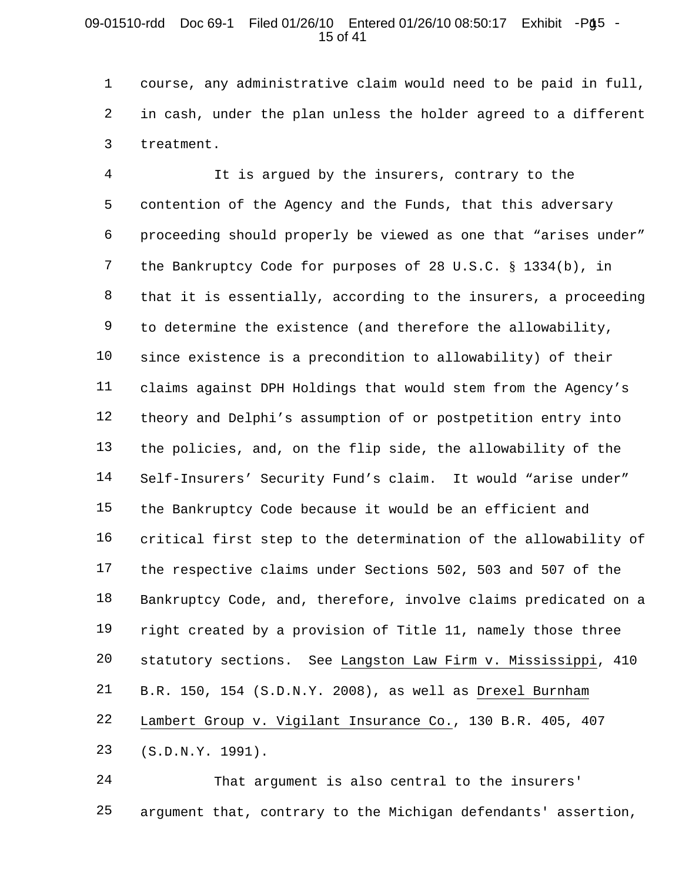course, any administrative claim would need to be paid in full, in cash, under the plan unless the holder agreed to a different treatment.

It is argued by the insurers, contrary to the contention of the Agency and the Funds, that this adversary proceeding should properly be viewed as one that "arises under" the Bankruptcy Code for purposes of 28 U.S.C. § 1334(b), in that it is essentially, according to the insurers, a proceeding to determine the existence (and therefore the allowability, since existence is a precondition to allowability) of their claims against DPH Holdings that would stem from the Agency's theory and Delphi's assumption of or postpetition entry into the policies, and, on the flip side, the allowability of the Self-Insurers' Security Fund's claim. It would "arise under" the Bankruptcy Code because it would be an efficient and critical first step to the determination of the allowability of the respective claims under Sections 502, 503 and 507 of the Bankruptcy Code, and, therefore, involve claims predicated on a right created by a provision of Title 11, namely those three statutory sections. See Langston Law Firm v. Mississippi, 410 B.R. 150, 154 (S.D.N.Y. 2008), as well as Drexel Burnham Lambert Group v. Vigilant Insurance Co., 130 B.R. 405, 407 (S.D.N.Y. 1991).

That argument is also central to the insurers' argument that, contrary to the Michigan defendants' assertion,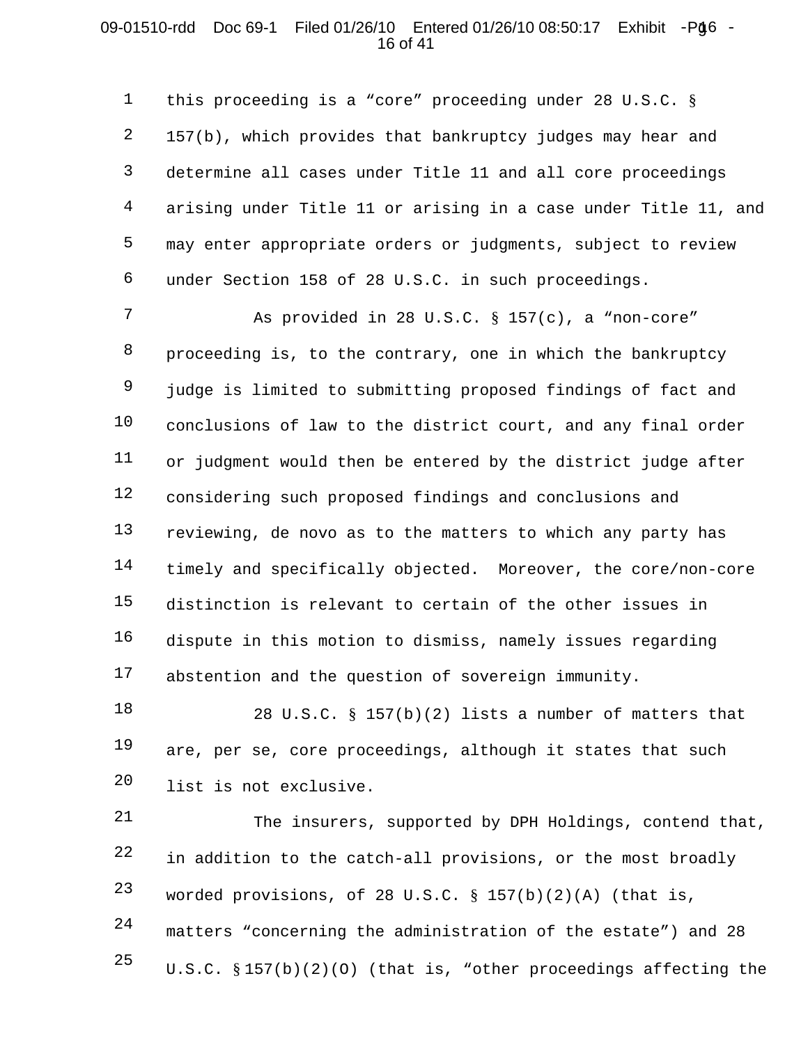this proceeding is a “core” proceeding under 28 U.S.C. § 157(b), which provides that bankruptcy judges may hear and determine all cases under Title 11 and all core proceedings arising under Title 11 or arising in a case under Title 11, and may enter appropriate orders or judgments, subject to review under Section 158 of 28 U.S.C. in such proceedings.

As provided in 28 U.S.C. § 157(c), a “non-core” proceeding is, to the contrary, one in which the bankruptcy judge is limited to submitting proposed findings of fact and conclusions of law to the district court, and any final order or judgment would then be entered by the district judge after considering such proposed findings and conclusions and reviewing, de novo as to the matters to which any party has timely and specifically objected. Moreover, the core/non-core distinction is relevant to certain of the other issues in dispute in this motion to dismiss, namely issues regarding abstention and the question of sovereign immunity.

28 U.S.C. § 157(b)(2) lists a number of matters that are, per se, core proceedings, although it states that such list is not exclusive.

The insurers, supported by DPH Holdings, contend that, in addition to the catch-all provisions, or the most broadly worded provisions, of 28 U.S.C. § 157(b)(2)(A) (that is, matters “concerning the administration of the estate”) and 28 U.S.C. § 157(b)(2)(O) (that is, “other proceedings affecting the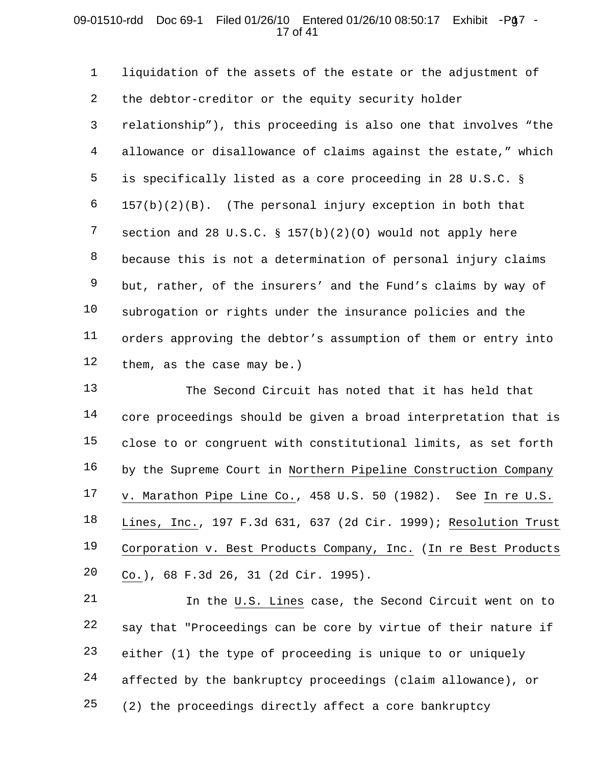liquidation of the assets of the estate or the adjustment of the debtor-creditor or the equity security holder relationship"), this proceeding is also one that involves "the allowance or disallowance of claims against the estate," which is specifically listed as a core proceeding in 28 U.S.C. § 157(b)(2)(B). (The personal injury exception in both that section and 28 U.S.C. § 157(b)(2)(O) would not apply here because this is not a determination of personal injury claims but, rather, of the insurers' and the Fund's claims by way of subrogation or rights under the insurance policies and the orders approving the debtor's assumption of them or entry into them, as the case may be.)

The Second Circuit has noted that it has held that core proceedings should be given a broad interpretation that is close to or congruent with constitutional limits, as set forth by the Supreme Court in Northern Pipeline Construction Company v. Marathon Pipe Line Co., 458 U.S. 50 (1982). See In re U.S. Lines, Inc., 197 F.3d 631, 637 (2d Cir. 1999); Resolution Trust Corporation v. Best Products Company, Inc. (In re Best Products Co.), 68 F.3d 26, 31 (2d Cir. 1995).

In the U.S. Lines case, the Second Circuit went on to say that "Proceedings can be core by virtue of their nature if either (1) the type of proceeding is unique to or uniquely affected by the bankruptcy proceedings (claim allowance), or (2) the proceedings directly affect a core bankruptcy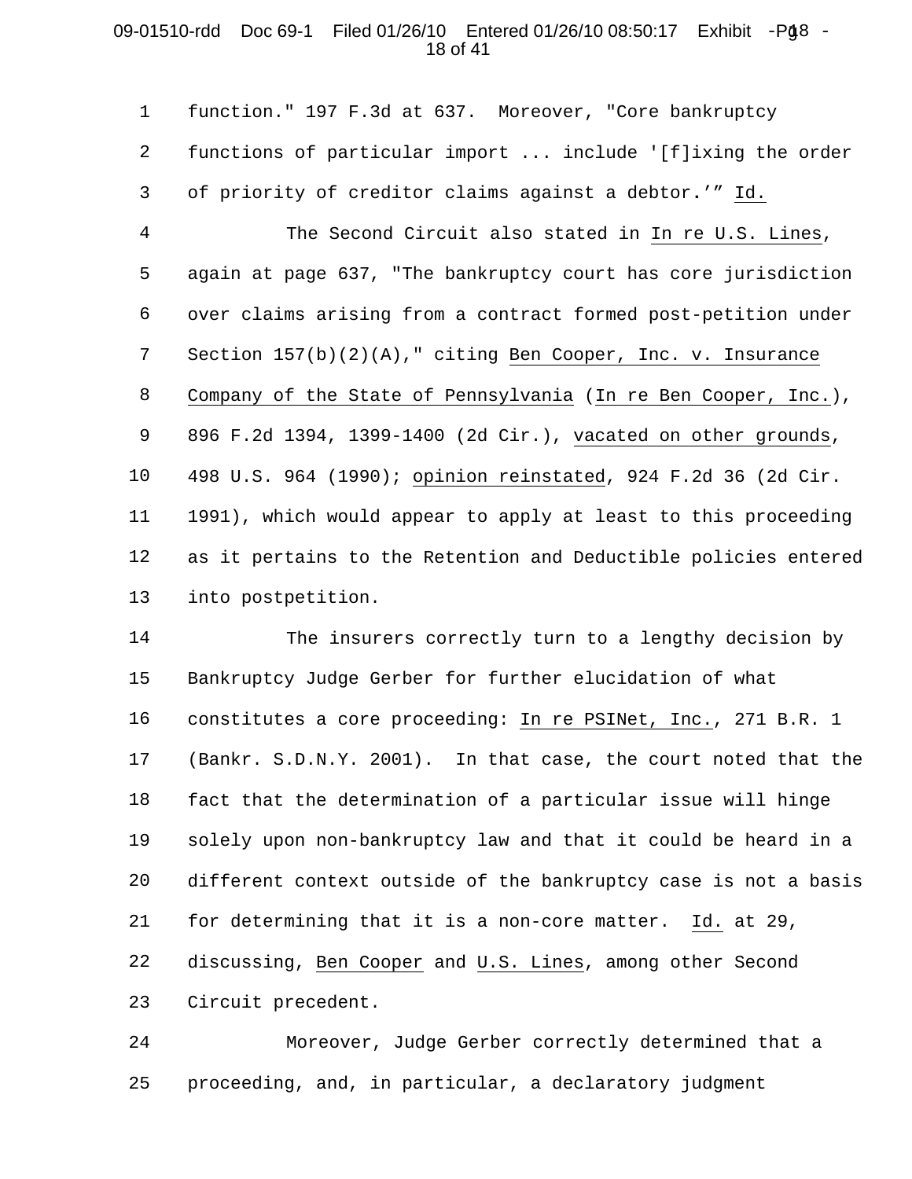function." 197 F.3d at 637. Moreover, "Core bankruptcy functions of particular import ... include '[f]ixing the order of priority of creditor claims against a debtor.'" Id.

The Second Circuit also stated in In re U.S. Lines, again at page 637, "The bankruptcy court has core jurisdiction over claims arising from a contract formed post-petition under Section 157(b)(2)(A)," citing Ben Cooper, Inc. v. Insurance Company of the State of Pennsylvania (In re Ben Cooper, Inc.), 896 F.2d 1394, 1399-1400 (2d Cir.), vacated on other grounds, 498 U.S. 964 (1990); opinion reinstated, 924 F.2d 36 (2d Cir. 1991), which would appear to apply at least to this proceeding as it pertains to the Retention and Deductible policies entered into postpetition.

The insurers correctly turn to a lengthy decision by Bankruptcy Judge Gerber for further elucidation of what constitutes a core proceeding: In re PSINet, Inc., 271 B.R. 1 (Bankr. S.D.N.Y. 2001). In that case, the court noted that the fact that the determination of a particular issue will hinge solely upon non-bankruptcy law and that it could be heard in a different context outside of the bankruptcy case is not a basis for determining that it is a non-core matter. Id. at 29, discussing, Ben Cooper and U.S. Lines, among other Second Circuit precedent.

Moreover, Judge Gerber correctly determined that a proceeding, and, in particular, a declaratory judgment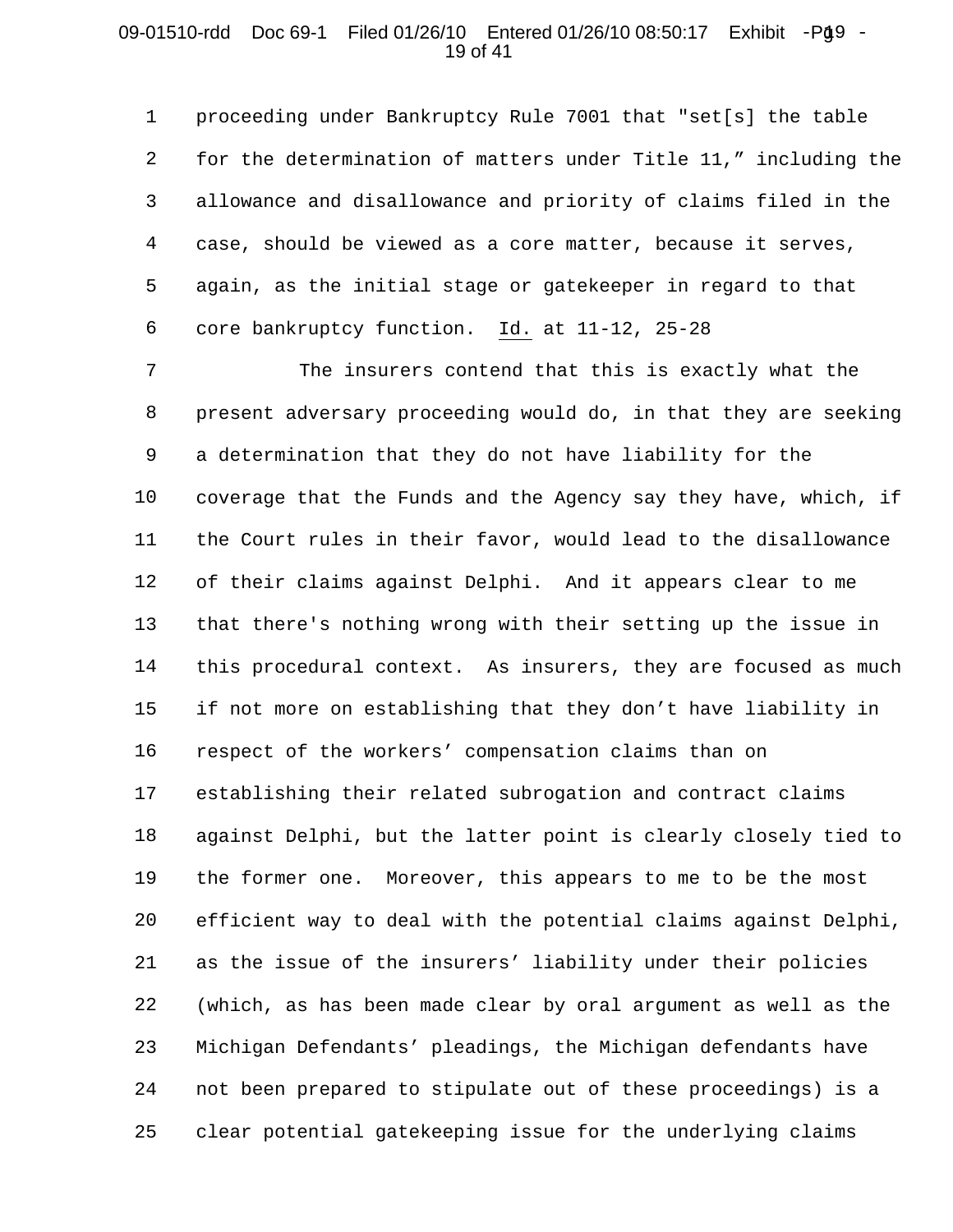proceeding under Bankruptcy Rule 7001 that "set[s] the table for the determination of matters under Title 11," including the allowance and disallowance and priority of claims filed in the case, should be viewed as a core matter, because it serves, again, as the initial stage or gatekeeper in regard to that core bankruptcy function. Id. at 11-12, 25-28

The insurers contend that this is exactly what the present adversary proceeding would do, in that they are seeking a determination that they do not have liability for the coverage that the Funds and the Agency say they have, which, if the Court rules in their favor, would lead to the disallowance of their claims against Delphi. And it appears clear to me that there's nothing wrong with their setting up the issue in this procedural context. As insurers, they are focused as much if not more on establishing that they don't have liability in respect of the workers' compensation claims than on establishing their related subrogation and contract claims against Delphi, but the latter point is clearly closely tied to the former one. Moreover, this appears to me to be the most efficient way to deal with the potential claims against Delphi, as the issue of the insurers' liability under their policies (which, as has been made clear by oral argument as well as the Michigan Defendants' pleadings, the Michigan defendants have not been prepared to stipulate out of these proceedings) is a clear potential gatekeeping issue for the underlying claims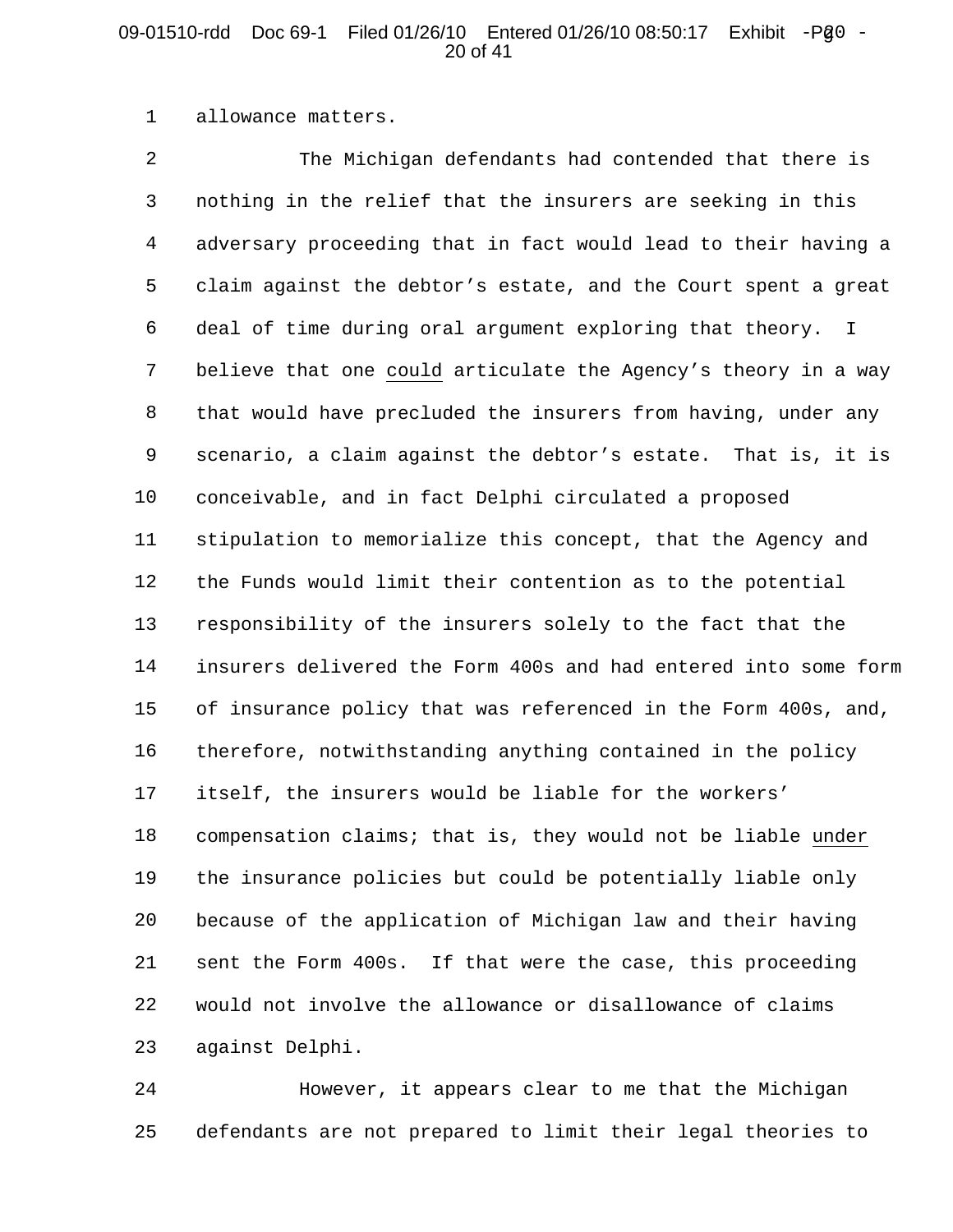allowance matters.

The Michigan defendants had contended that there is nothing in the relief that the insurers are seeking in this adversary proceeding that in fact would lead to their having a claim against the debtor's estate, and the Court spent a great deal of time during oral argument exploring that theory. I believe that one could articulate the Agency's theory in a way that would have precluded the insurers from having, under any scenario, a claim against the debtor's estate. That is, it is conceivable, and in fact Delphi circulated a proposed stipulation to memorialize this concept, that the Agency and the Funds would limit their contention as to the potential responsibility of the insurers solely to the fact that the insurers delivered the Form 400s and had entered into some form of insurance policy that was referenced in the Form 400s, and, therefore, notwithstanding anything contained in the policy itself, the insurers would be liable for the workers' compensation claims; that is, they would not be liable under the insurance policies but could be potentially liable only because of the application of Michigan law and their having sent the Form 400s. If that were the case, this proceeding would not involve the allowance or disallowance of claims against Delphi.

However, it appears clear to me that the Michigan defendants are not prepared to limit their legal theories to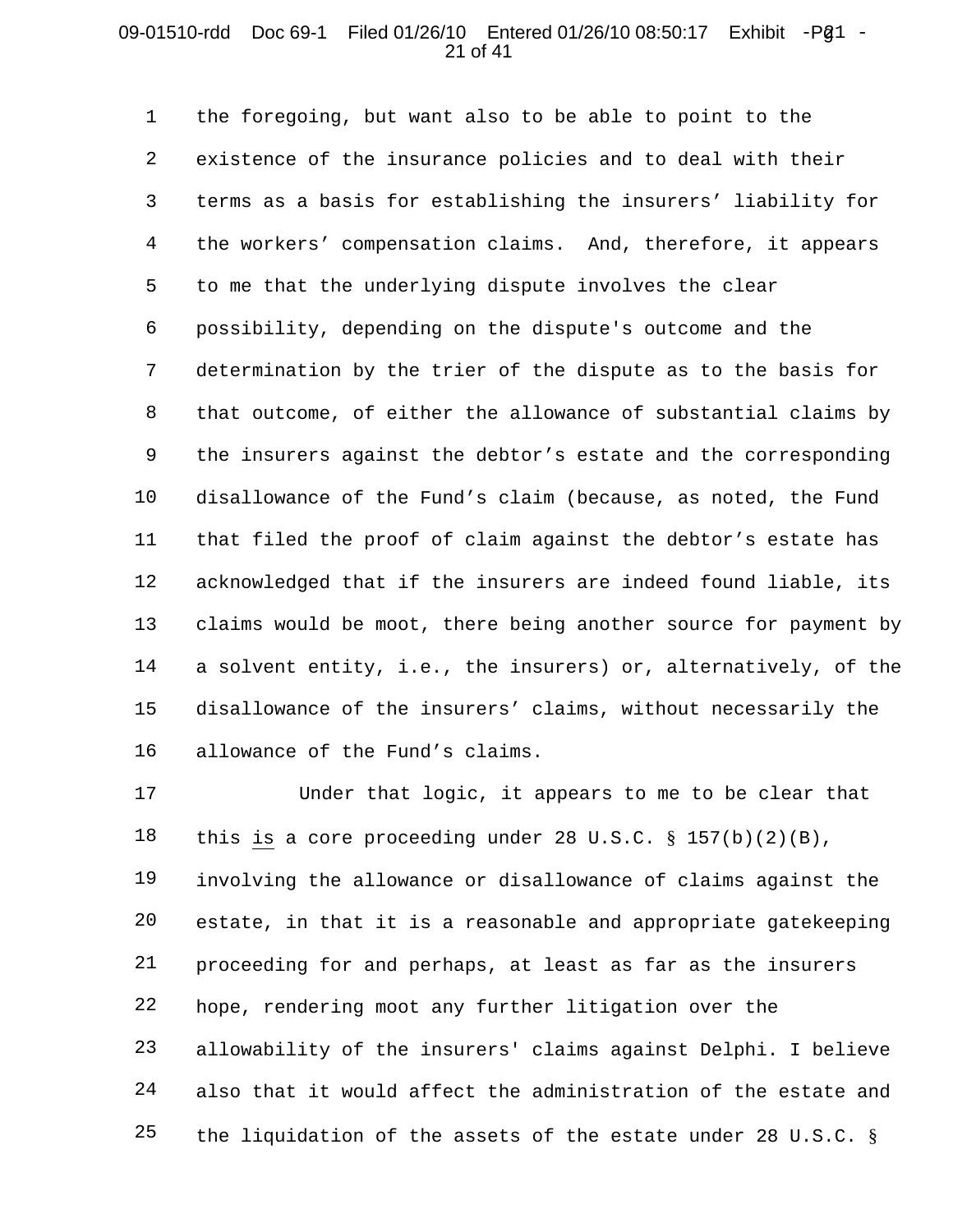the foregoing, but want also to be able to point to the existence of the insurance policies and to deal with their terms as a basis for establishing the insurers' liability for the workers' compensation claims. And, therefore, it appears to me that the underlying dispute involves the clear possibility, depending on the dispute's outcome and the determination by the trier of the dispute as to the basis for that outcome, of either the allowance of substantial claims by the insurers against the debtor's estate and the corresponding disallowance of the Fund's claim (because, as noted, the Fund that filed the proof of claim against the debtor's estate has acknowledged that if the insurers are indeed found liable, its claims would be moot, there being another source for payment by a solvent entity, i.e., the insurers) or, alternatively, of the disallowance of the insurers' claims, without necessarily the allowance of the Fund's claims.

Under that logic, it appears to me to be clear that this <u>is</u> a core proceeding under 28 U.S.C. § 157(b)(2)(B), involving the allowance or disallowance of claims against the estate, in that it is a reasonable and appropriate gatekeeping proceeding for and perhaps, at least as far as the insurers hope, rendering moot any further litigation over the allowability of the insurers' claims against Delphi. I believe also that it would affect the administration of the estate and the liquidation of the assets of the estate under 28 U.S.C. §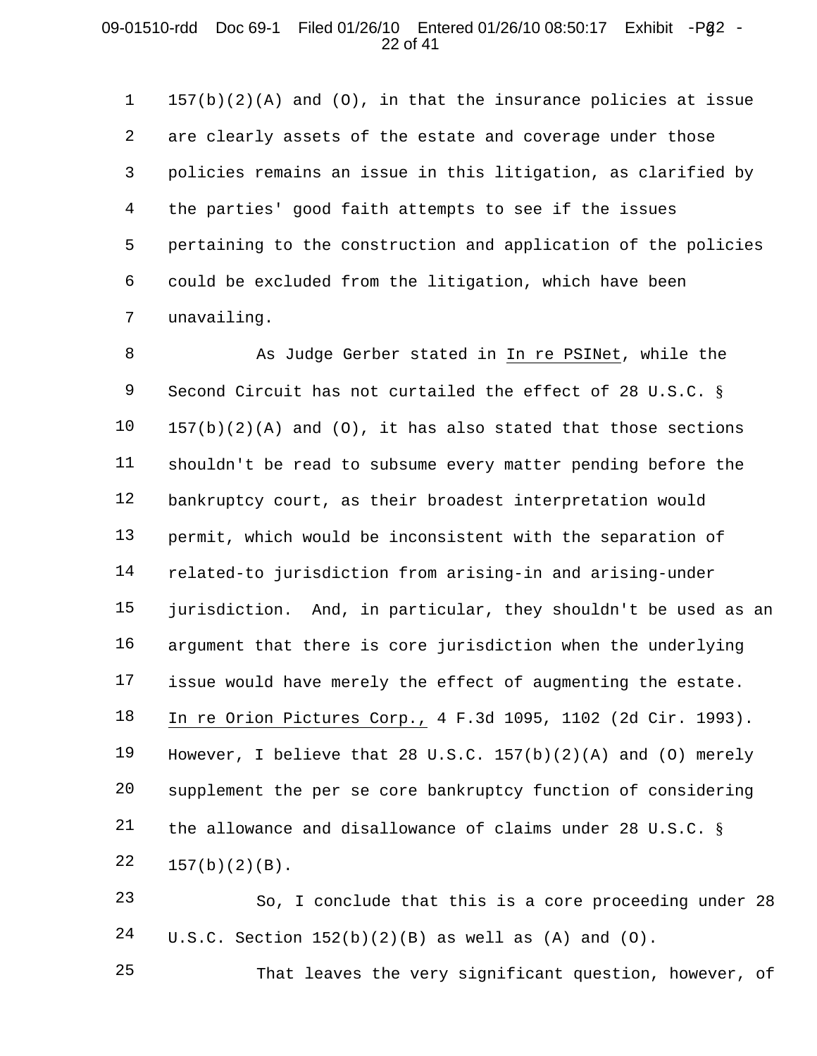157(b)(2)(A) and (O), in that the insurance policies at issue are clearly assets of the estate and coverage under those policies remains an issue in this litigation, as clarified by the parties' good faith attempts to see if the issues pertaining to the construction and application of the policies could be excluded from the litigation, which have been unavailing.

As Judge Gerber stated in In re PSINet, while the Second Circuit has not curtailed the effect of 28 U.S.C. § 157(b)(2)(A) and (O), it has also stated that those sections shouldn't be read to subsume every matter pending before the bankruptcy court, as their broadest interpretation would permit, which would be inconsistent with the separation of related-to jurisdiction from arising-in and arising-under jurisdiction. And, in particular, they shouldn't be used as an argument that there is core jurisdiction when the underlying issue would have merely the effect of augmenting the estate. In re Orion Pictures Corp., 4 F.3d 1095, 1102 (2d Cir. 1993). However, I believe that 28 U.S.C. 157(b)(2)(A) and (O) merely supplement the per se core bankruptcy function of considering the allowance and disallowance of claims under 28 U.S.C. § 157(b)(2)(B).

So, I conclude that this is a core proceeding under 28 U.S.C. Section 152(b)(2)(B) as well as (A) and (O).

That leaves the very significant question, however, of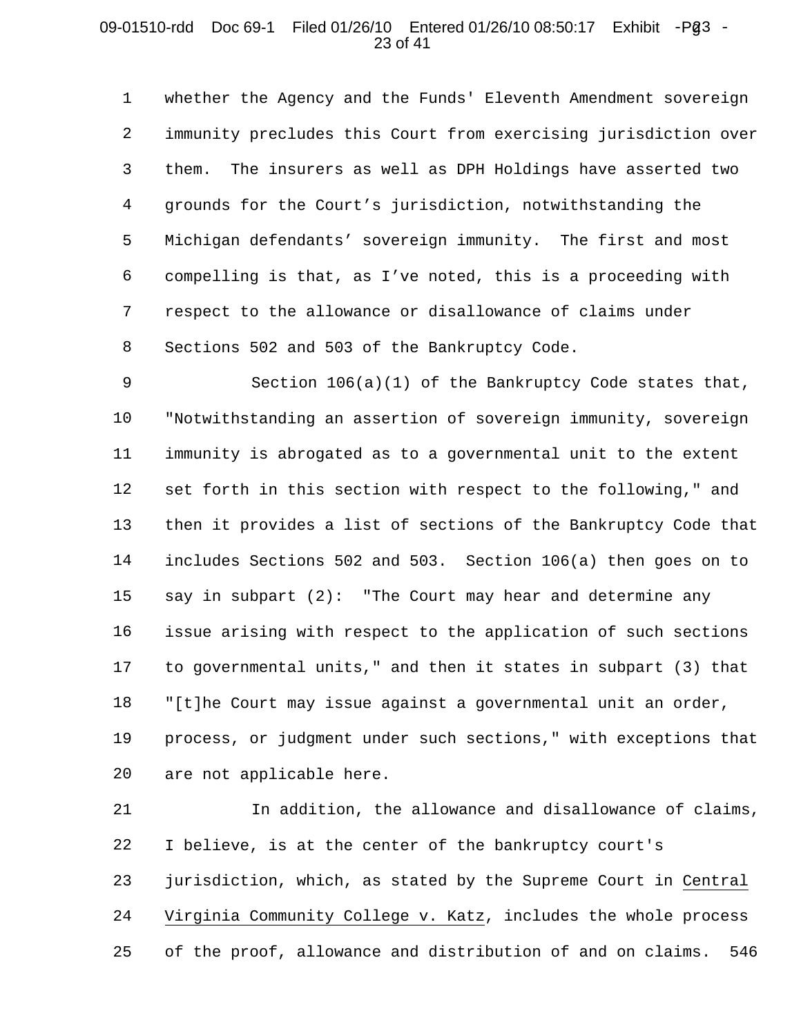whether the Agency and the Funds' Eleventh Amendment sovereign immunity precludes this Court from exercising jurisdiction over them. The insurers as well as DPH Holdings have asserted two grounds for the Court's jurisdiction, notwithstanding the Michigan defendants' sovereign immunity. The first and most compelling is that, as I've noted, this is a proceeding with respect to the allowance or disallowance of claims under Sections 502 and 503 of the Bankruptcy Code.

Section 106(a)(1) of the Bankruptcy Code states that, "Notwithstanding an assertion of sovereign immunity, sovereign immunity is abrogated as to a governmental unit to the extent set forth in this section with respect to the following," and then it provides a list of sections of the Bankruptcy Code that includes Sections 502 and 503. Section 106(a) then goes on to say in subpart (2): "The Court may hear and determine any issue arising with respect to the application of such sections to governmental units," and then it states in subpart (3) that "[t]he Court may issue against a governmental unit an order, process, or judgment under such sections," with exceptions that are not applicable here.

In addition, the allowance and disallowance of claims, I believe, is at the center of the bankruptcy court's jurisdiction, which, as stated by the Supreme Court in Central Virginia Community College v. Katz, includes the whole process of the proof, allowance and distribution of and on claims. 546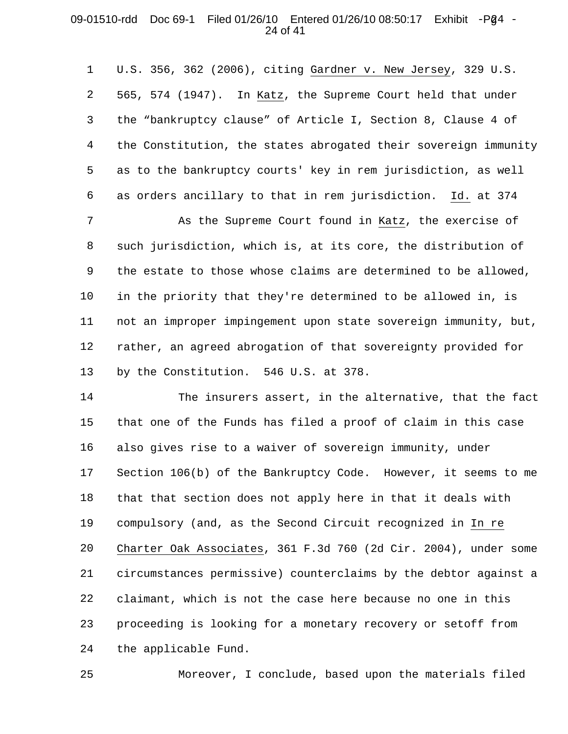U.S. 356, 362 (2006), citing Gardner v. New Jersey, 329 U.S. 565, 574 (1947). In Katz, the Supreme Court held that under the "bankruptcy clause" of Article I, Section 8, Clause 4 of the Constitution, the states abrogated their sovereign immunity as to the bankruptcy courts' key in rem jurisdiction, as well as orders ancillary to that in rem jurisdiction. Id. at 374

As the Supreme Court found in Katz, the exercise of such jurisdiction, which is, at its core, the distribution of the estate to those whose claims are determined to be allowed, in the priority that they're determined to be allowed in, is not an improper impingement upon state sovereign immunity, but, rather, an agreed abrogation of that sovereignty provided for by the Constitution. 546 U.S. at 378.

The insurers assert, in the alternative, that the fact that one of the Funds has filed a proof of claim in this case also gives rise to a waiver of sovereign immunity, under Section 106(b) of the Bankruptcy Code. However, it seems to me that that section does not apply here in that it deals with compulsory (and, as the Second Circuit recognized in In re Charter Oak Associates, 361 F.3d 760 (2d Cir. 2004), under some circumstances permissive) counterclaims by the debtor against a claimant, which is not the case here because no one in this proceeding is looking for a monetary recovery or setoff from the applicable Fund.

Moreover, I conclude, based upon the materials filed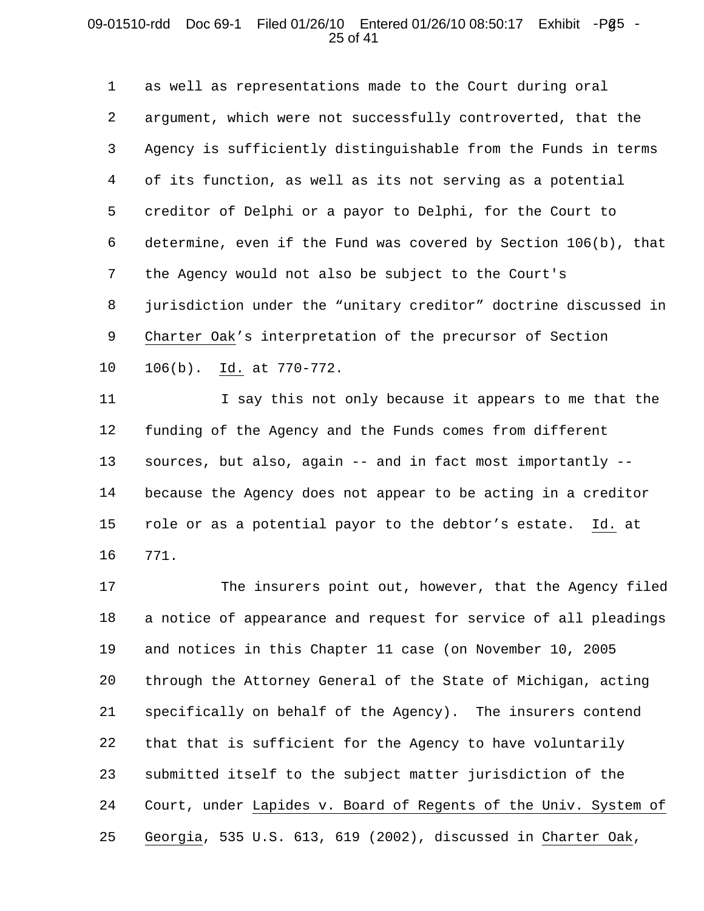as well as representations made to the Court during oral argument, which were not successfully controverted, that the Agency is sufficiently distinguishable from the Funds in terms of its function, as well as its not serving as a potential creditor of Delphi or a payor to Delphi, for the Court to determine, even if the Fund was covered by Section 106(b), that the Agency would not also be subject to the Court's jurisdiction under the "unitary creditor" doctrine discussed in Charter Oak's interpretation of the precursor of Section 106(b). Id. at 770-772.

I say this not only because it appears to me that the funding of the Agency and the Funds comes from different sources, but also, again -- and in fact most importantly -- because the Agency does not appear to be acting in a creditor role or as a potential payor to the debtor's estate. Id. at 771.

The insurers point out, however, that the Agency filed a notice of appearance and request for service of all pleadings and notices in this Chapter 11 case (on November 10, 2005 through the Attorney General of the State of Michigan, acting specifically on behalf of the Agency). The insurers contend that that is sufficient for the Agency to have voluntarily submitted itself to the subject matter jurisdiction of the Court, under Lapides v. Board of Regents of the Univ. System of Georgia, 535 U.S. 613, 619 (2002), discussed in Charter Oak,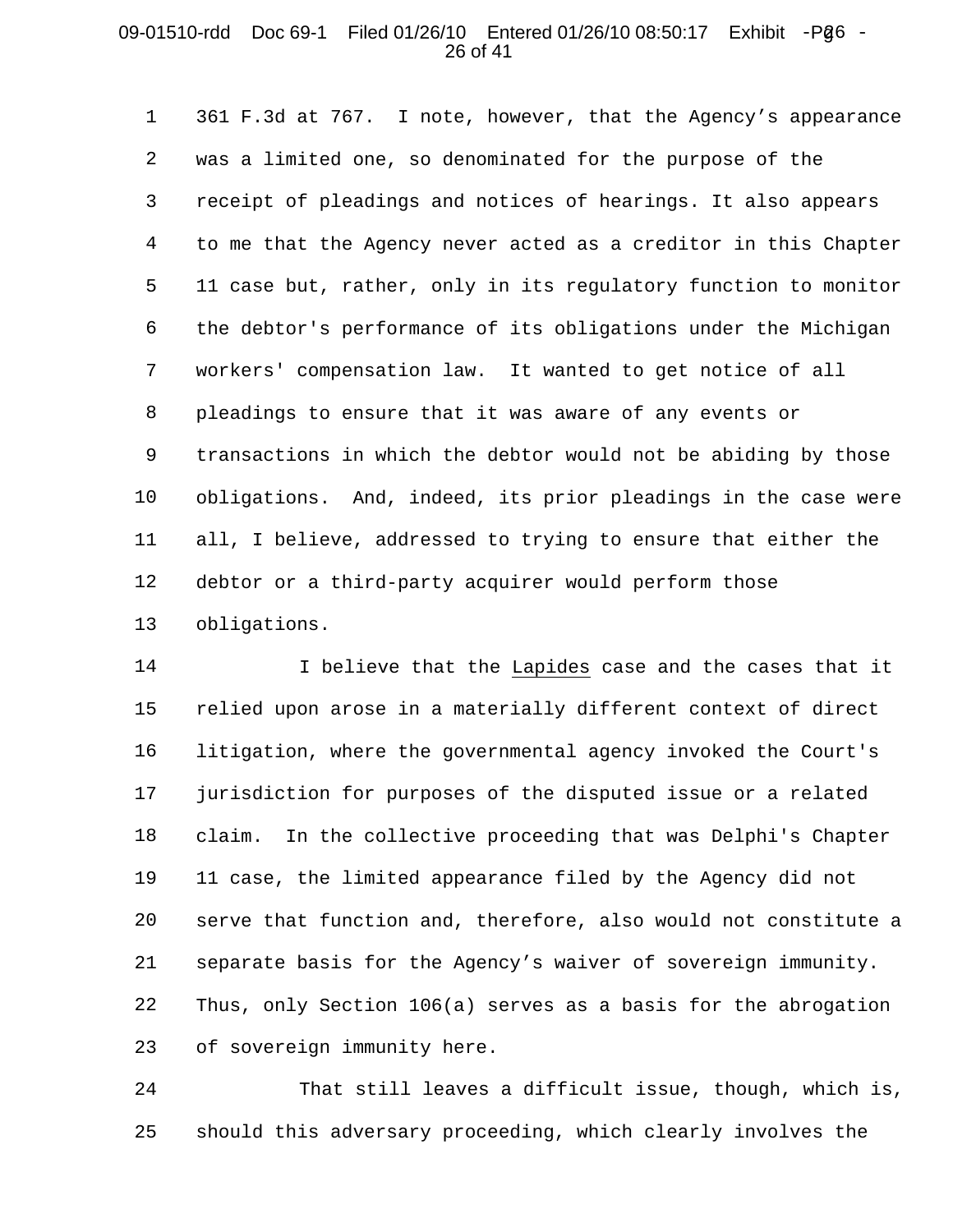361 F.3d at 767. I note, however, that the Agency’s appearance was a limited one, so denominated for the purpose of the receipt of pleadings and notices of hearings. It also appears to me that the Agency never acted as a creditor in this Chapter 11 case but, rather, only in its regulatory function to monitor the debtor's performance of its obligations under the Michigan workers' compensation law. It wanted to get notice of all pleadings to ensure that it was aware of any events or transactions in which the debtor would not be abiding by those obligations. And, indeed, its prior pleadings in the case were all, I believe, addressed to trying to ensure that either the debtor or a third-party acquirer would perform those obligations.

I believe that the Lapides case and the cases that it relied upon arose in a materially different context of direct litigation, where the governmental agency invoked the Court's jurisdiction for purposes of the disputed issue or a related claim. In the collective proceeding that was Delphi's Chapter 11 case, the limited appearance filed by the Agency did not serve that function and, therefore, also would not constitute a separate basis for the Agency’s waiver of sovereign immunity. Thus, only Section 106(a) serves as a basis for the abrogation of sovereign immunity here.

That still leaves a difficult issue, though, which is, should this adversary proceeding, which clearly involves the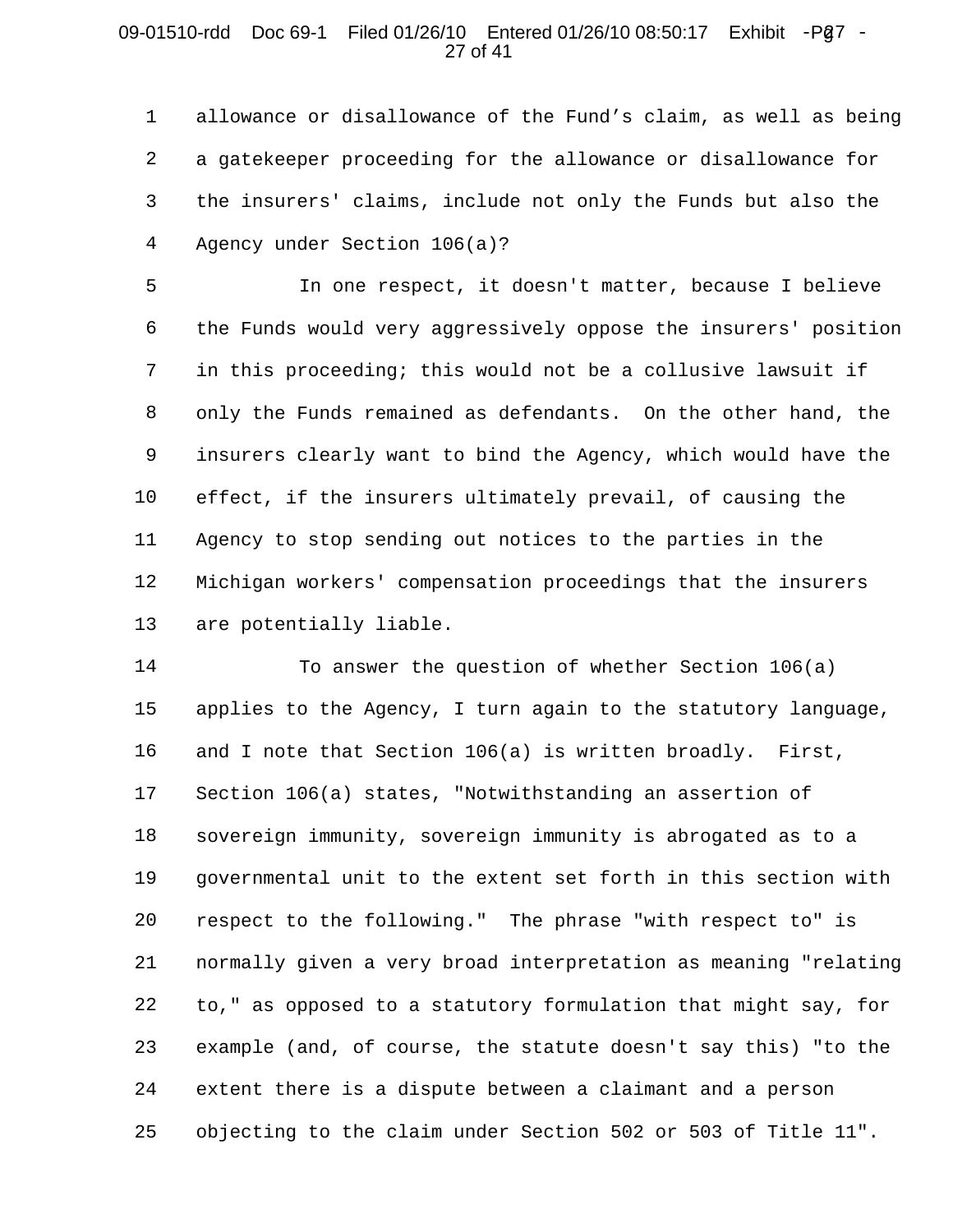allowance or disallowance of the Fund's claim, as well as being a gatekeeper proceeding for the allowance or disallowance for the insurers' claims, include not only the Funds but also the Agency under Section 106(a)?

In one respect, it doesn't matter, because I believe the Funds would very aggressively oppose the insurers' position in this proceeding; this would not be a collusive lawsuit if only the Funds remained as defendants. On the other hand, the insurers clearly want to bind the Agency, which would have the effect, if the insurers ultimately prevail, of causing the Agency to stop sending out notices to the parties in the Michigan workers' compensation proceedings that the insurers are potentially liable.

To answer the question of whether Section 106(a) applies to the Agency, I turn again to the statutory language, and I note that Section 106(a) is written broadly. First, Section 106(a) states, "Notwithstanding an assertion of sovereign immunity, sovereign immunity is abrogated as to a governmental unit to the extent set forth in this section with respect to the following." The phrase "with respect to" is normally given a very broad interpretation as meaning "relating to," as opposed to a statutory formulation that might say, for example (and, of course, the statute doesn't say this) "to the extent there is a dispute between a claimant and a person objecting to the claim under Section 502 or 503 of Title 11".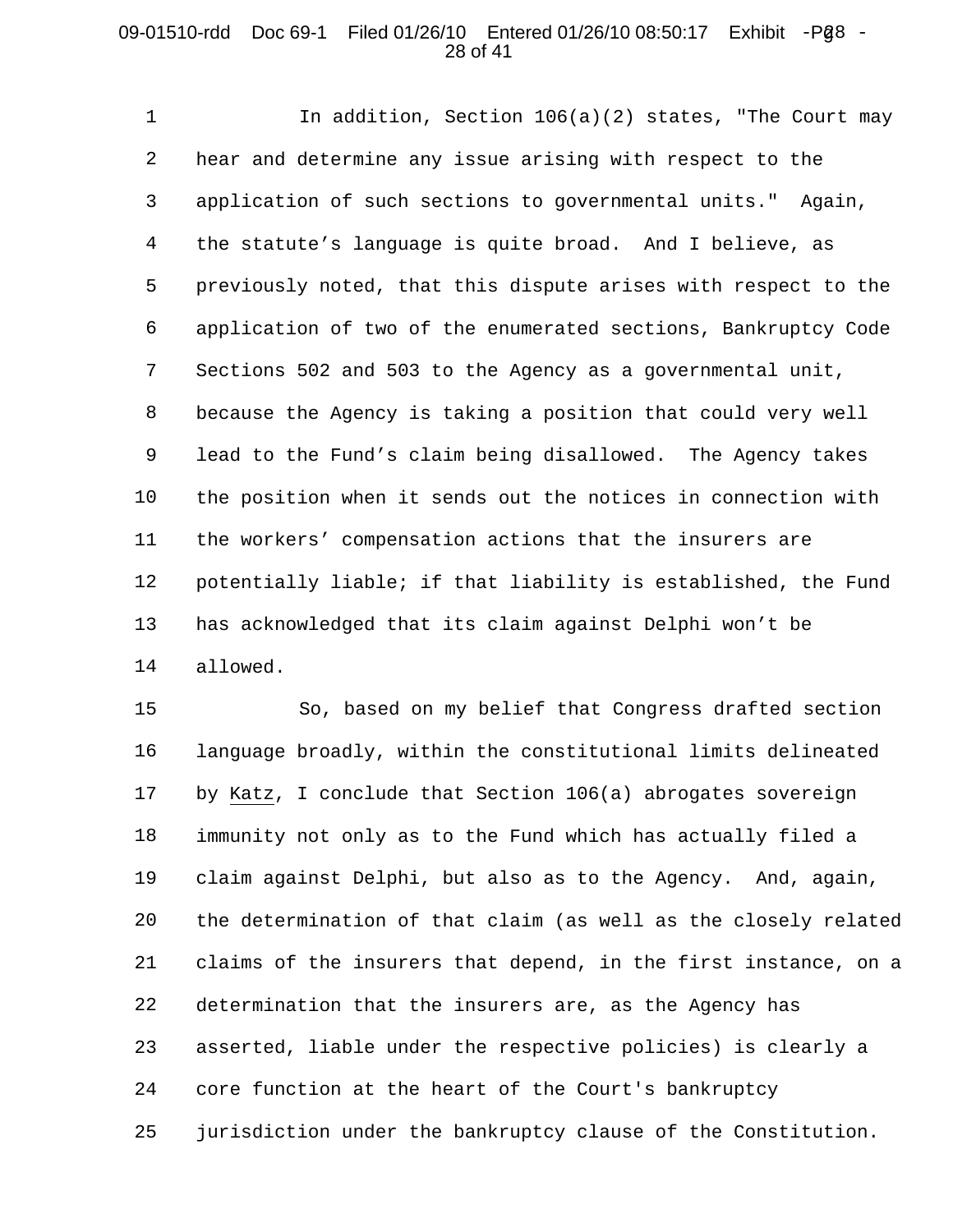In addition, Section 106(a)(2) states, "The Court may hear and determine any issue arising with respect to the application of such sections to governmental units." Again, the statute's language is quite broad. And I believe, as previously noted, that this dispute arises with respect to the application of two of the enumerated sections, Bankruptcy Code Sections 502 and 503 to the Agency as a governmental unit, because the Agency is taking a position that could very well lead to the Fund's claim being disallowed. The Agency takes the position when it sends out the notices in connection with the workers' compensation actions that the insurers are potentially liable; if that liability is established, the Fund has acknowledged that its claim against Delphi won't be allowed.

So, based on my belief that Congress drafted section language broadly, within the constitutional limits delineated by Katz, I conclude that Section 106(a) abrogates sovereign immunity not only as to the Fund which has actually filed a claim against Delphi, but also as to the Agency. And, again, the determination of that claim (as well as the closely related claims of the insurers that depend, in the first instance, on a determination that the insurers are, as the Agency has asserted, liable under the respective policies) is clearly a core function at the heart of the Court's bankruptcy jurisdiction under the bankruptcy clause of the Constitution.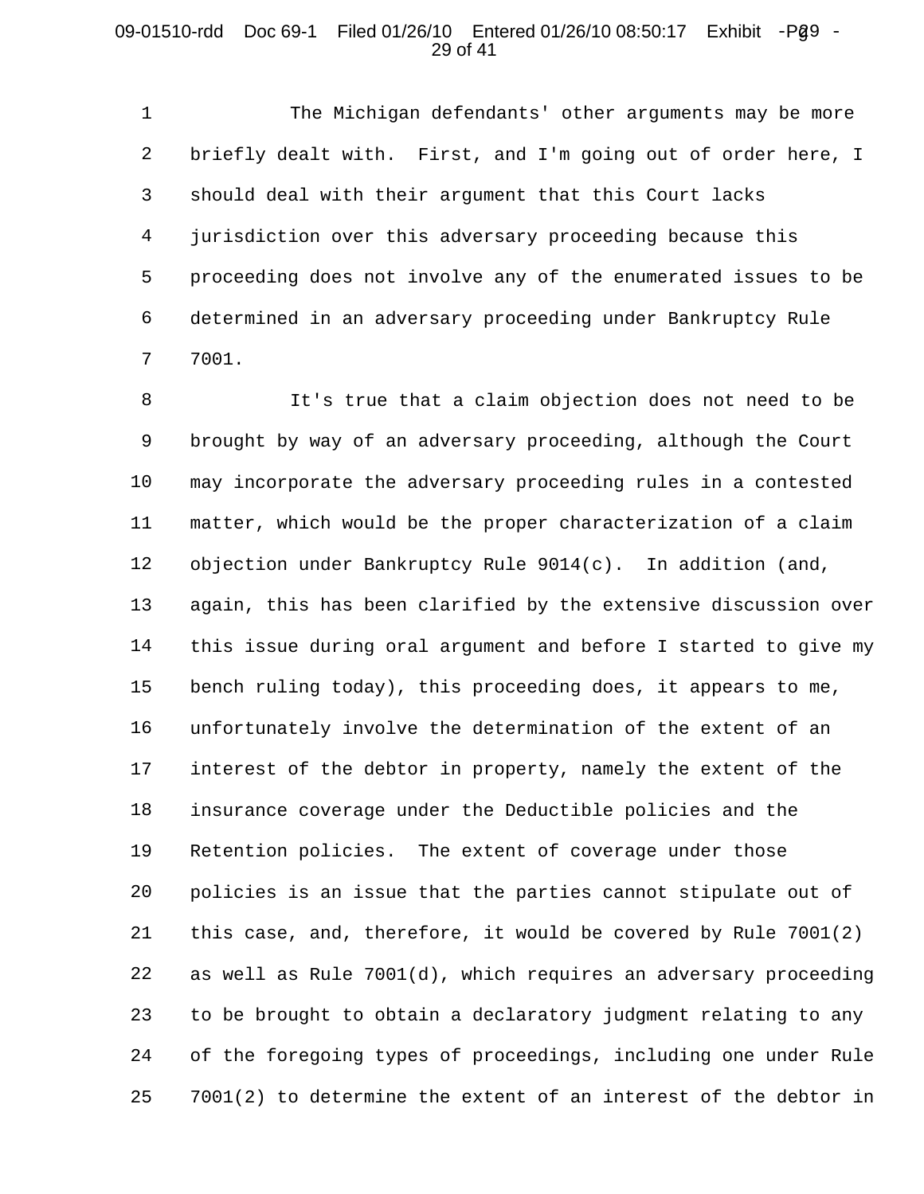The Michigan defendants' other arguments may be more briefly dealt with. First, and I'm going out of order here, I should deal with their argument that this Court lacks jurisdiction over this adversary proceeding because this proceeding does not involve any of the enumerated issues to be determined in an adversary proceeding under Bankruptcy Rule 7001.

It's true that a claim objection does not need to be brought by way of an adversary proceeding, although the Court may incorporate the adversary proceeding rules in a contested matter, which would be the proper characterization of a claim objection under Bankruptcy Rule 9014(c). In addition (and, again, this has been clarified by the extensive discussion over this issue during oral argument and before I started to give my bench ruling today), this proceeding does, it appears to me, unfortunately involve the determination of the extent of an interest of the debtor in property, namely the extent of the insurance coverage under the Deductible policies and the Retention policies. The extent of coverage under those policies is an issue that the parties cannot stipulate out of this case, and, therefore, it would be covered by Rule 7001(2) as well as Rule 7001(d), which requires an adversary proceeding to be brought to obtain a declaratory judgment relating to any of the foregoing types of proceedings, including one under Rule 7001(2) to determine the extent of an interest of the debtor in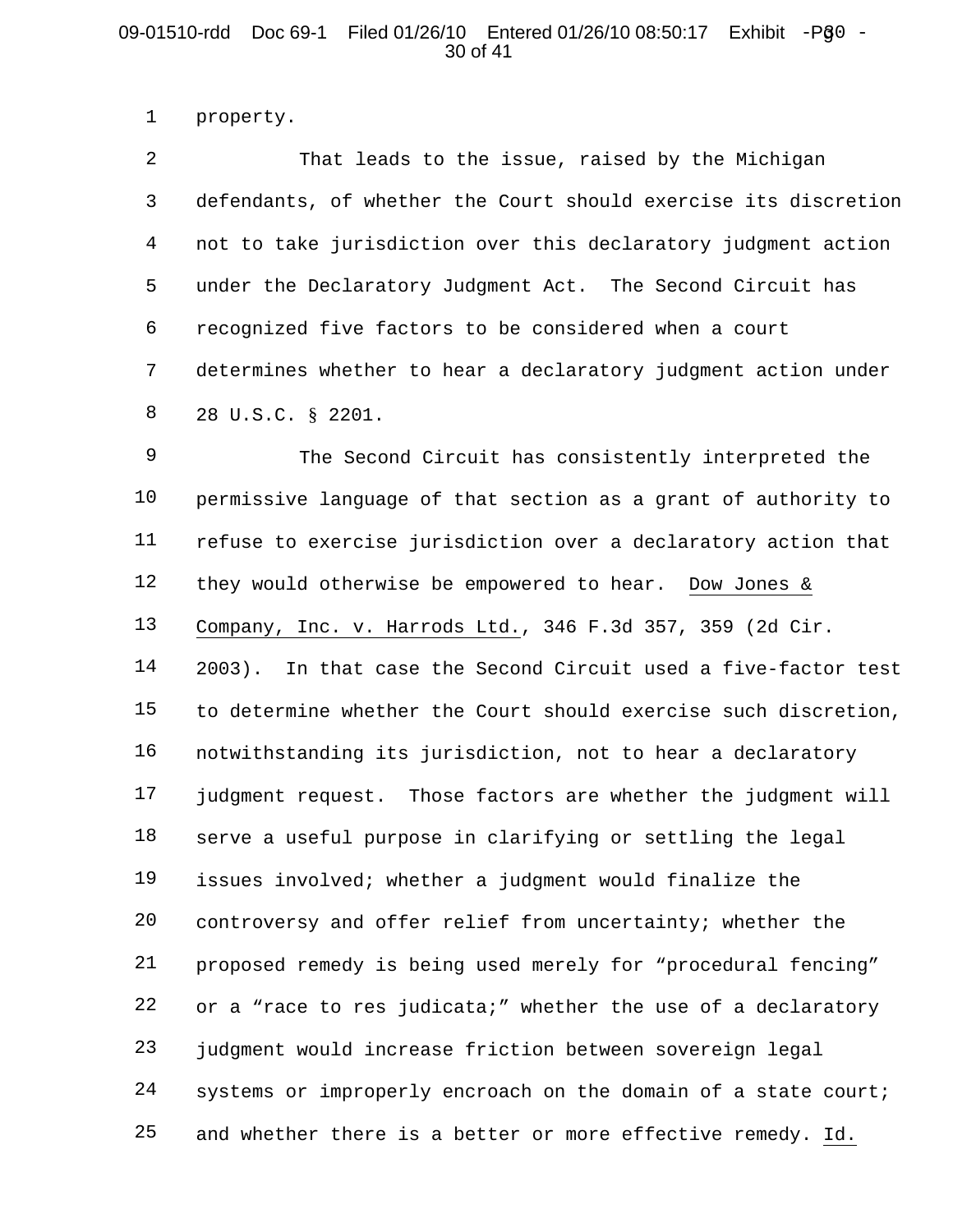property.

That leads to the issue, raised by the Michigan defendants, of whether the Court should exercise its discretion not to take jurisdiction over this declaratory judgment action under the Declaratory Judgment Act. The Second Circuit has recognized five factors to be considered when a court determines whether to hear a declaratory judgment action under 28 U.S.C. § 2201.

The Second Circuit has consistently interpreted the permissive language of that section as a grant of authority to refuse to exercise jurisdiction over a declaratory action that they would otherwise be empowered to hear. Dow Jones & Company, Inc. v. Harrods Ltd., 346 F.3d 357, 359 (2d Cir. 2003). In that case the Second Circuit used a five-factor test to determine whether the Court should exercise such discretion, notwithstanding its jurisdiction, not to hear a declaratory judgment request. Those factors are whether the judgment will serve a useful purpose in clarifying or settling the legal issues involved; whether a judgment would finalize the controversy and offer relief from uncertainty; whether the proposed remedy is being used merely for "procedural fencing" or a "race to res judicata;" whether the use of a declaratory judgment would increase friction between sovereign legal systems or improperly encroach on the domain of a state court; and whether there is a better or more effective remedy. Id.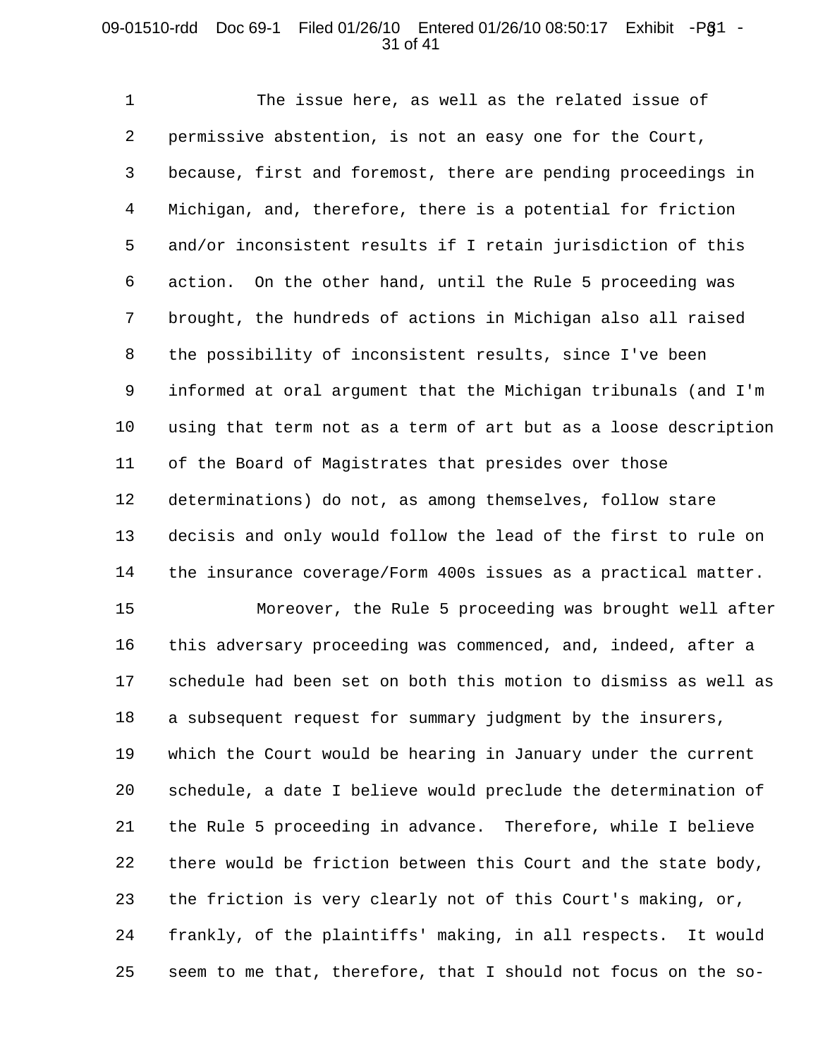1 The issue here, as well as the related issue of

2 permissive abstention, is not an easy one for the Court,

3 because, first and foremost, there are pending proceedings in

4 Michigan, and, therefore, there is a potential for friction

5 and/or inconsistent results if I retain jurisdiction of this

6 action. On the other hand, until the Rule 5 proceeding was

7 brought, the hundreds of actions in Michigan also all raised

8 the possibility of inconsistent results, since I've been

9 informed at oral argument that the Michigan tribunals (and I'm

10 using that term not as a term of art but as a loose description

11 of the Board of Magistrates that presides over those

12 determinations) do not, as among themselves, follow stare

13 decisis and only would follow the lead of the first to rule on

14 the insurance coverage/Form 400s issues as a practical matter.

15 Moreover, the Rule 5 proceeding was brought well after

16 this adversary proceeding was commenced, and, indeed, after a

17 schedule had been set on both this motion to dismiss as well as

18 a subsequent request for summary judgment by the insurers,

19 which the Court would be hearing in January under the current

20 schedule, a date I believe would preclude the determination of

21 the Rule 5 proceeding in advance. Therefore, while I believe

22 there would be friction between this Court and the state body,

23 the friction is very clearly not of this Court's making, or,

24 frankly, of the plaintiffs' making, in all respects. It would

25 seem to me that, therefore, that I should not focus on the so-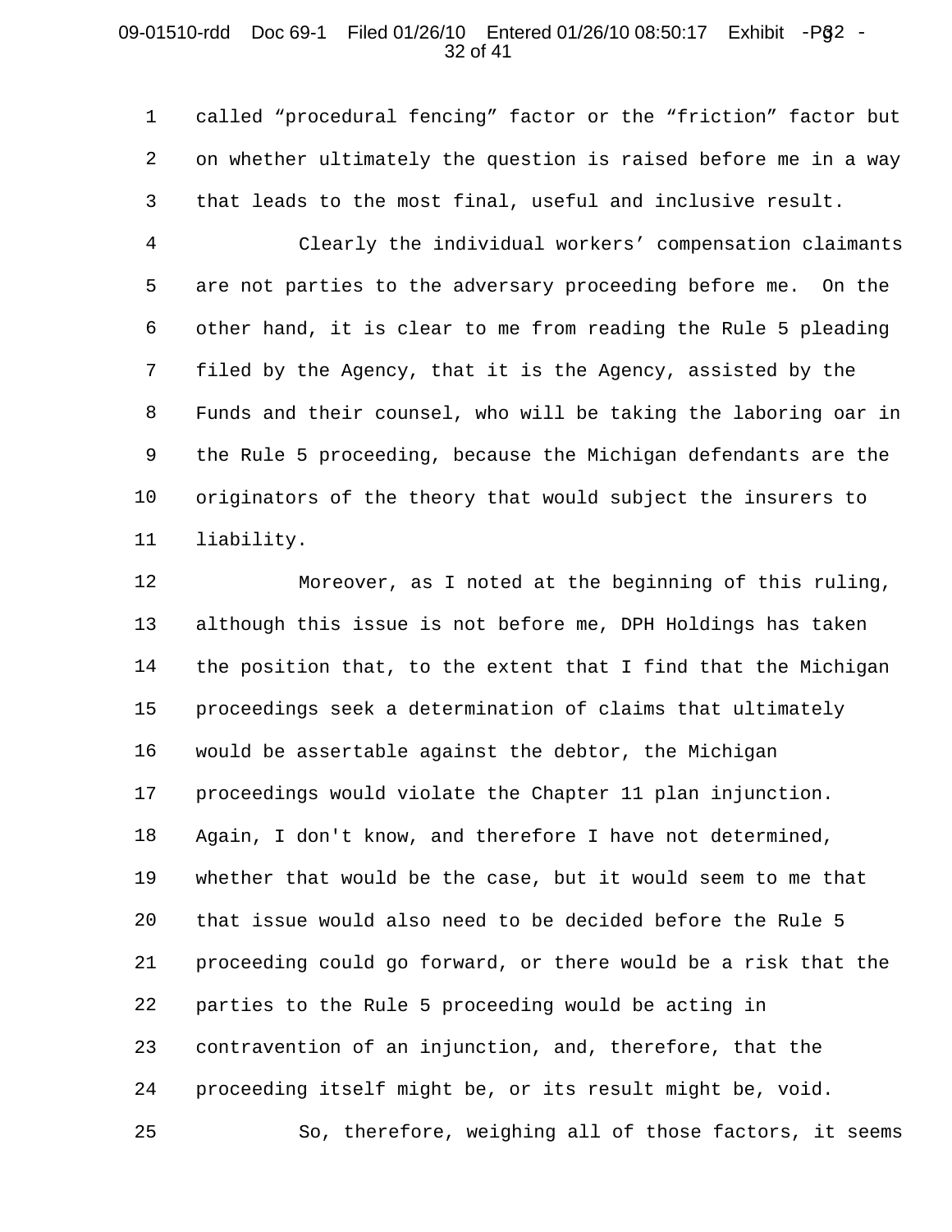called "procedural fencing" factor or the "friction" factor but on whether ultimately the question is raised before me in a way that leads to the most final, useful and inclusive result.

Clearly the individual workers' compensation claimants are not parties to the adversary proceeding before me. On the other hand, it is clear to me from reading the Rule 5 pleading filed by the Agency, that it is the Agency, assisted by the Funds and their counsel, who will be taking the laboring oar in the Rule 5 proceeding, because the Michigan defendants are the originators of the theory that would subject the insurers to liability.

Moreover, as I noted at the beginning of this ruling, although this issue is not before me, DPH Holdings has taken the position that, to the extent that I find that the Michigan proceedings seek a determination of claims that ultimately would be assertable against the debtor, the Michigan proceedings would violate the Chapter 11 plan injunction. Again, I don't know, and therefore I have not determined, whether that would be the case, but it would seem to me that that issue would also need to be decided before the Rule 5 proceeding could go forward, or there would be a risk that the parties to the Rule 5 proceeding would be acting in contravention of an injunction, and, therefore, that the proceeding itself might be, or its result might be, void.

So, therefore, weighing all of those factors, it seems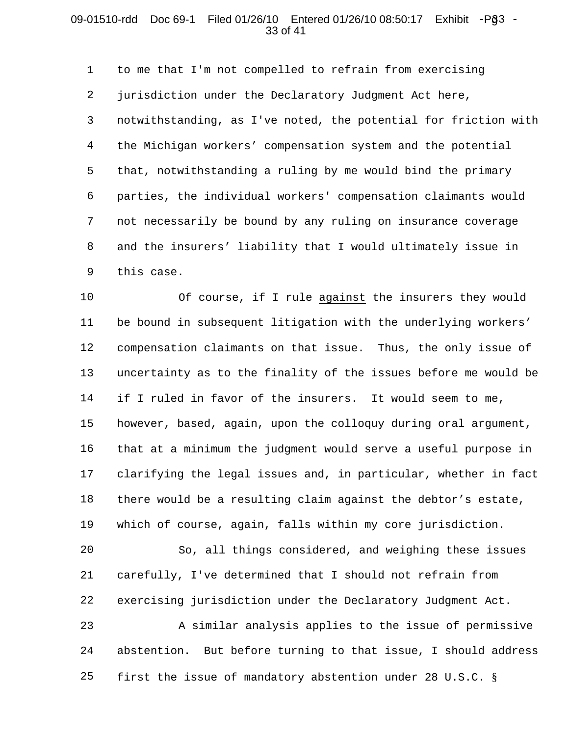to me that I'm not compelled to refrain from exercising jurisdiction under the Declaratory Judgment Act here, notwithstanding, as I've noted, the potential for friction with the Michigan workers' compensation system and the potential that, notwithstanding a ruling by me would bind the primary parties, the individual workers' compensation claimants would not necessarily be bound by any ruling on insurance coverage and the insurers' liability that I would ultimately issue in this case.

Of course, if I rule <u>against</u> the insurers they would be bound in subsequent litigation with the underlying workers' compensation claimants on that issue. Thus, the only issue of uncertainty as to the finality of the issues before me would be if I ruled in favor of the insurers. It would seem to me, however, based, again, upon the colloquy during oral argument, that at a minimum the judgment would serve a useful purpose in clarifying the legal issues and, in particular, whether in fact there would be a resulting claim against the debtor's estate, which of course, again, falls within my core jurisdiction.

So, all things considered, and weighing these issues carefully, I've determined that I should not refrain from exercising jurisdiction under the Declaratory Judgment Act.

A similar analysis applies to the issue of permissive abstention. But before turning to that issue, I should address first the issue of mandatory abstention under 28 U.S.C. §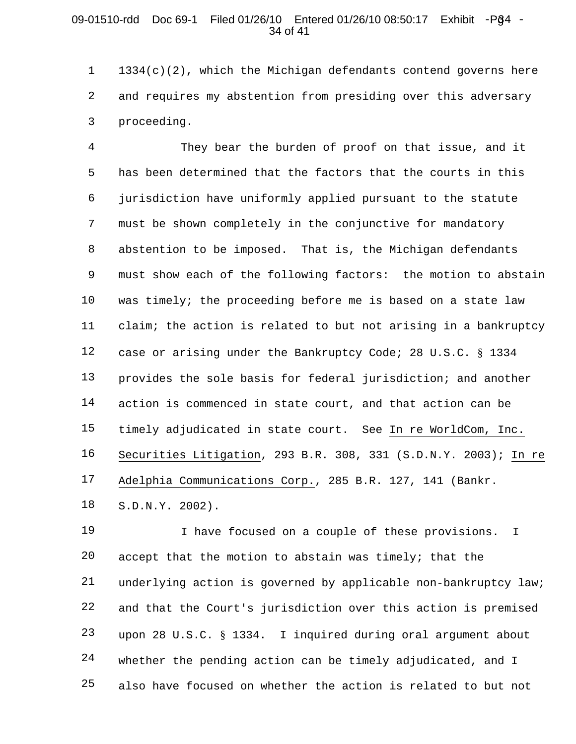1334(c)(2), which the Michigan defendants contend governs here and requires my abstention from presiding over this adversary proceeding.

They bear the burden of proof on that issue, and it has been determined that the factors that the courts in this jurisdiction have uniformly applied pursuant to the statute must be shown completely in the conjunctive for mandatory abstention to be imposed. That is, the Michigan defendants must show each of the following factors: the motion to abstain was timely; the proceeding before me is based on a state law claim; the action is related to but not arising in a bankruptcy case or arising under the Bankruptcy Code; 28 U.S.C. § 1334 provides the sole basis for federal jurisdiction; and another action is commenced in state court, and that action can be timely adjudicated in state court. See In re WorldCom, Inc. Securities Litigation, 293 B.R. 308, 331 (S.D.N.Y. 2003); In re Adelphia Communications Corp., 285 B.R. 127, 141 (Bankr. S.D.N.Y. 2002).

I have focused on a couple of these provisions. I accept that the motion to abstain was timely; that the underlying action is governed by applicable non-bankruptcy law; and that the Court's jurisdiction over this action is premised upon 28 U.S.C. § 1334. I inquired during oral argument about whether the pending action can be timely adjudicated, and I also have focused on whether the action is related to but not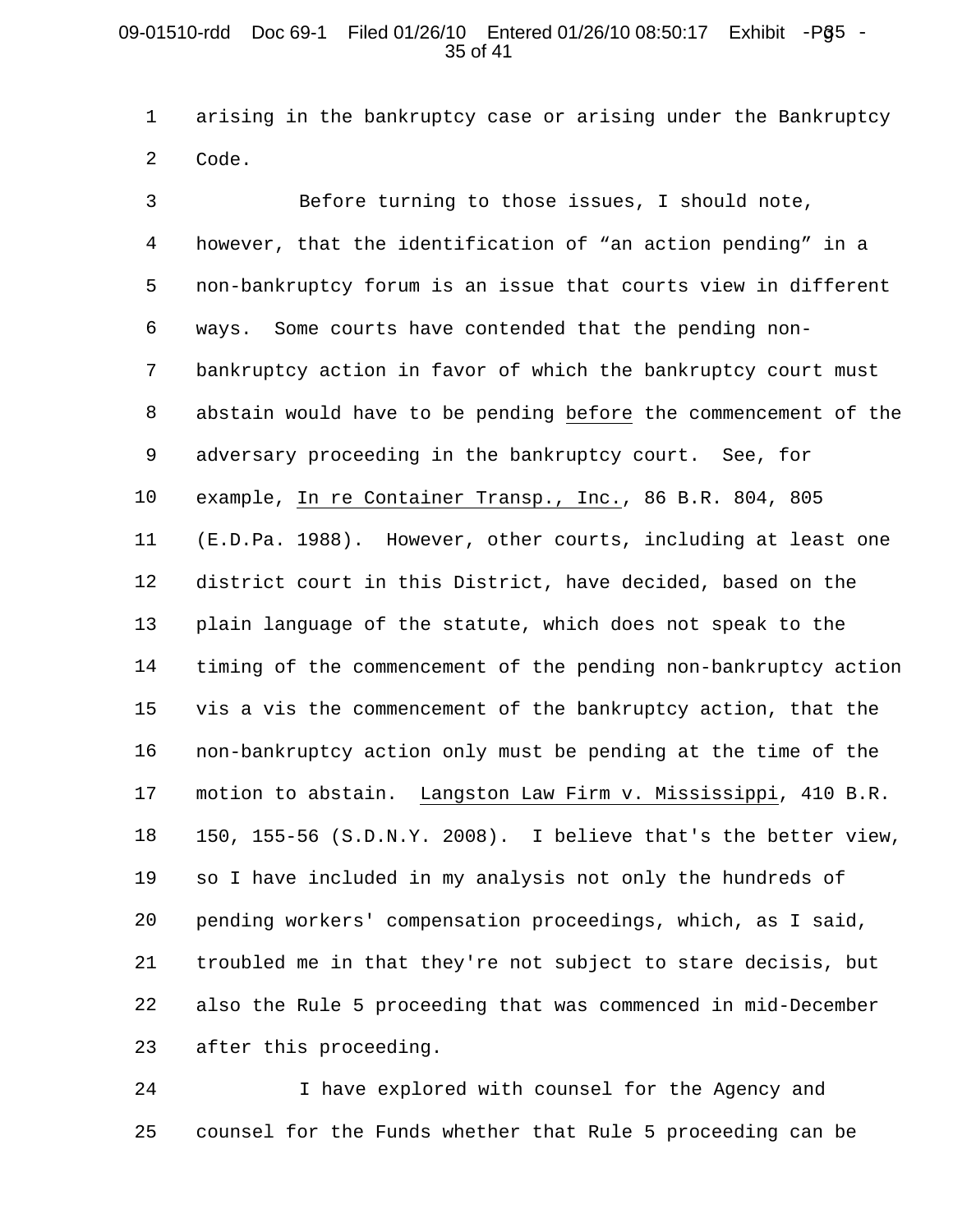arising in the bankruptcy case or arising under the Bankruptcy Code.

Before turning to those issues, I should note, however, that the identification of "an action pending" in a non-bankruptcy forum is an issue that courts view in different ways. Some courts have contended that the pending non-bankruptcy action in favor of which the bankruptcy court must abstain would have to be pending before the commencement of the adversary proceeding in the bankruptcy court. See, for example, In re Container Transp., Inc., 86 B.R. 804, 805 (E.D.Pa. 1988). However, other courts, including at least one district court in this District, have decided, based on the plain language of the statute, which does not speak to the timing of the commencement of the pending non-bankruptcy action vis a vis the commencement of the bankruptcy action, that the non-bankruptcy action only must be pending at the time of the motion to abstain. Langston Law Firm v. Mississippi, 410 B.R. 150, 155-56 (S.D.N.Y. 2008). I believe that's the better view, so I have included in my analysis not only the hundreds of pending workers' compensation proceedings, which, as I said, troubled me in that they're not subject to stare decisis, but also the Rule 5 proceeding that was commenced in mid-December after this proceeding.

I have explored with counsel for the Agency and counsel for the Funds whether that Rule 5 proceeding can be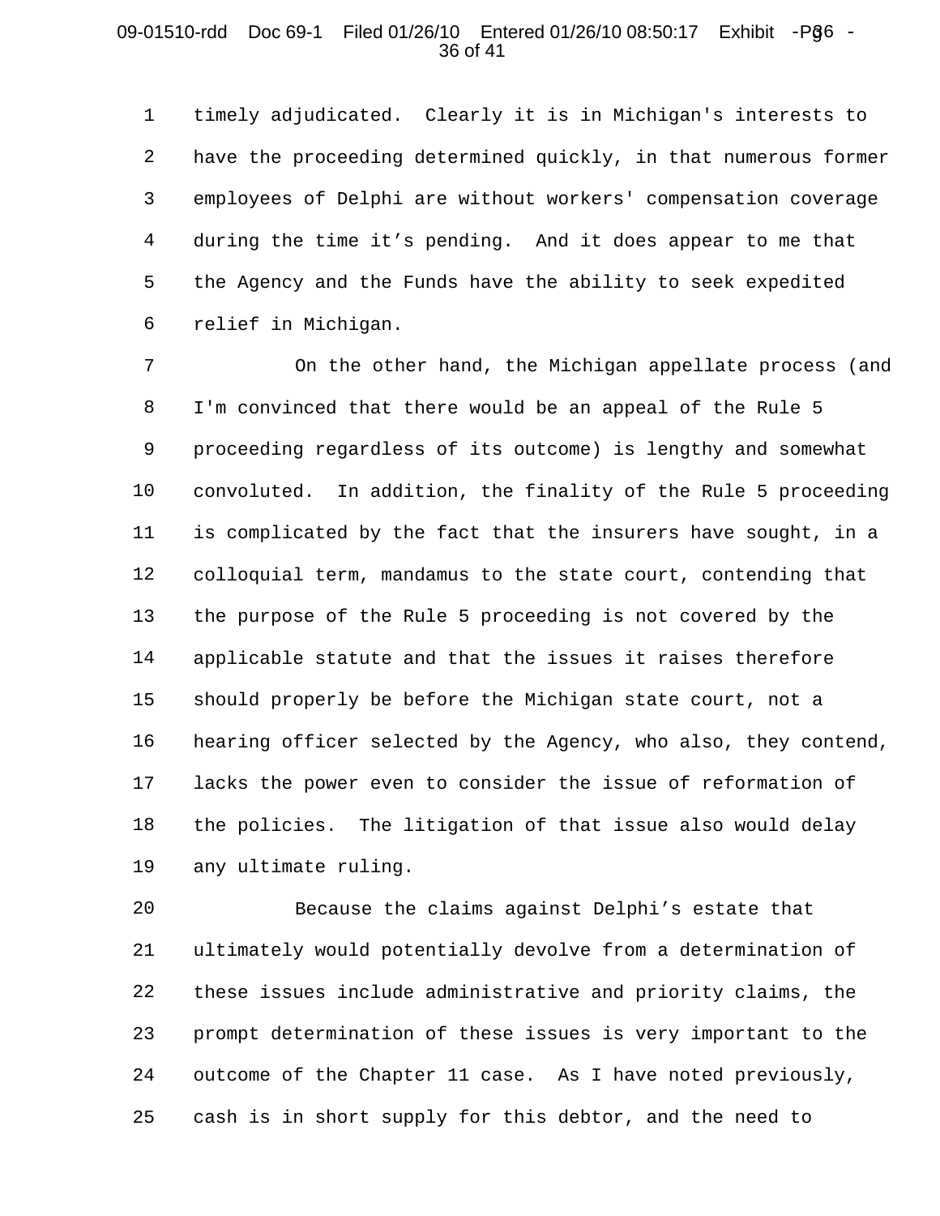timely adjudicated. Clearly it is in Michigan's interests to have the proceeding determined quickly, in that numerous former employees of Delphi are without workers' compensation coverage during the time it's pending. And it does appear to me that the Agency and the Funds have the ability to seek expedited relief in Michigan.

On the other hand, the Michigan appellate process (and I'm convinced that there would be an appeal of the Rule 5 proceeding regardless of its outcome) is lengthy and somewhat convoluted. In addition, the finality of the Rule 5 proceeding is complicated by the fact that the insurers have sought, in a colloquial term, mandamus to the state court, contending that the purpose of the Rule 5 proceeding is not covered by the applicable statute and that the issues it raises therefore should properly be before the Michigan state court, not a hearing officer selected by the Agency, who also, they contend, lacks the power even to consider the issue of reformation of the policies. The litigation of that issue also would delay any ultimate ruling.

Because the claims against Delphi's estate that ultimately would potentially devolve from a determination of these issues include administrative and priority claims, the prompt determination of these issues is very important to the outcome of the Chapter 11 case. As I have noted previously, cash is in short supply for this debtor, and the need to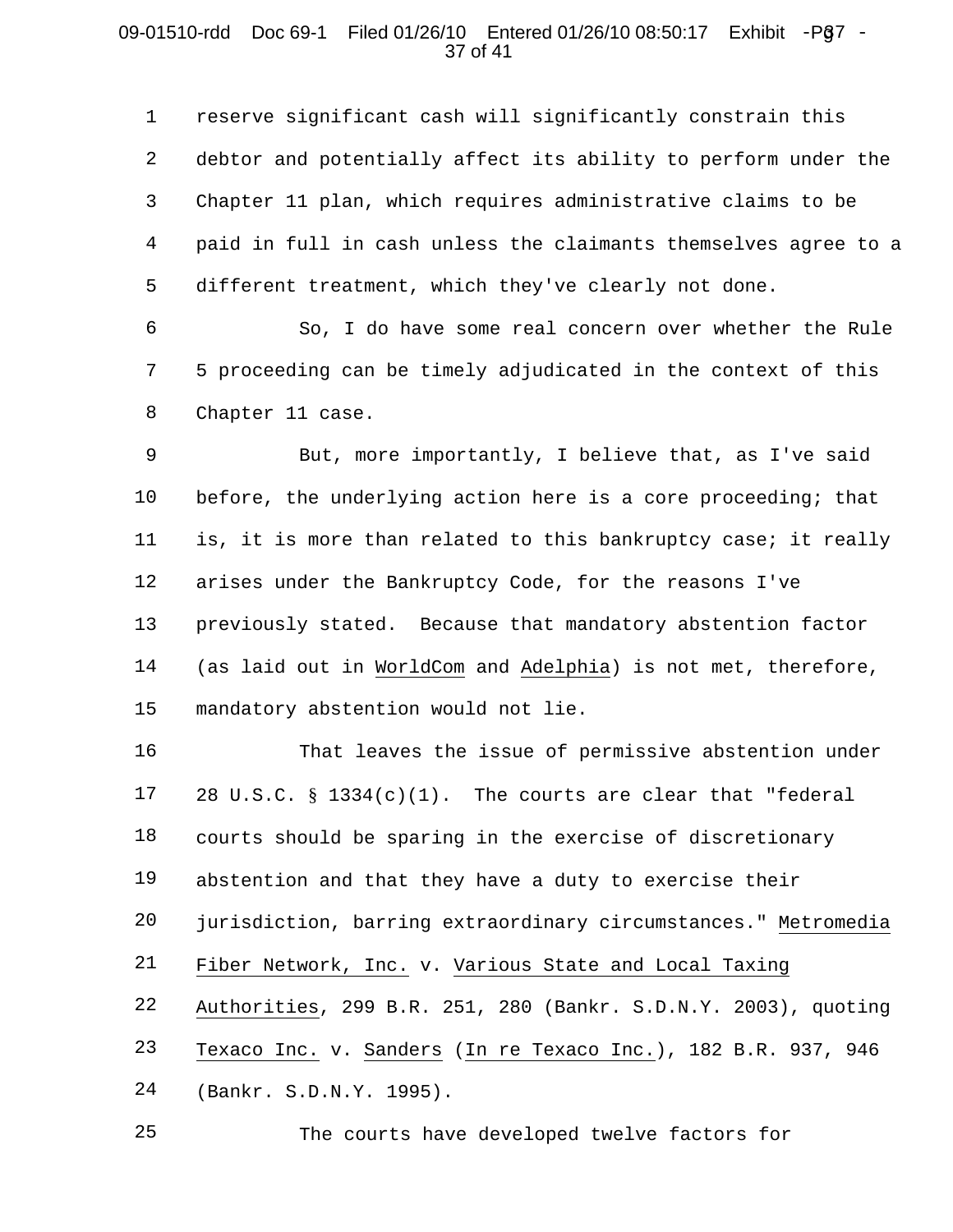reserve significant cash will significantly constrain this debtor and potentially affect its ability to perform under the Chapter 11 plan, which requires administrative claims to be paid in full in cash unless the claimants themselves agree to a different treatment, which they've clearly not done.

So, I do have some real concern over whether the Rule 5 proceeding can be timely adjudicated in the context of this Chapter 11 case.

But, more importantly, I believe that, as I've said before, the underlying action here is a core proceeding; that is, it is more than related to this bankruptcy case; it really arises under the Bankruptcy Code, for the reasons I've previously stated. Because that mandatory abstention factor (as laid out in WorldCom and Adelphia) is not met, therefore, mandatory abstention would not lie.

That leaves the issue of permissive abstention under 28 U.S.C. § 1334(c)(1). The courts are clear that "federal courts should be sparing in the exercise of discretionary abstention and that they have a duty to exercise their jurisdiction, barring extraordinary circumstances." Metromedia Fiber Network, Inc. v. Various State and Local Taxing Authorities, 299 B.R. 251, 280 (Bankr. S.D.N.Y. 2003), quoting Texaco Inc. v. Sanders (In re Texaco Inc.), 182 B.R. 937, 946 (Bankr. S.D.N.Y. 1995).

The courts have developed twelve factors for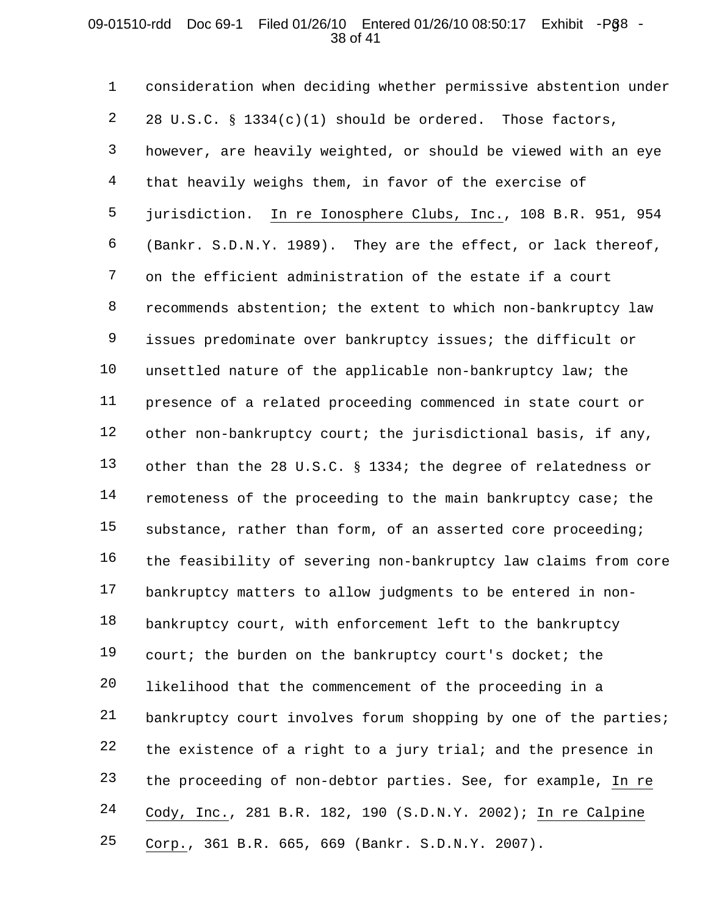consideration when deciding whether permissive abstention under 28 U.S.C. § 1334(c)(1) should be ordered. Those factors, however, are heavily weighted, or should be viewed with an eye that heavily weighs them, in favor of the exercise of jurisdiction. In re Ionosphere Clubs, Inc., 108 B.R. 951, 954 (Bankr. S.D.N.Y. 1989). They are the effect, or lack thereof, on the efficient administration of the estate if a court recommends abstention; the extent to which non-bankruptcy law issues predominate over bankruptcy issues; the difficult or unsettled nature of the applicable non-bankruptcy law; the presence of a related proceeding commenced in state court or other non-bankruptcy court; the jurisdictional basis, if any, other than the 28 U.S.C. § 1334; the degree of relatedness or remoteness of the proceeding to the main bankruptcy case; the substance, rather than form, of an asserted core proceeding; the feasibility of severing non-bankruptcy law claims from core bankruptcy matters to allow judgments to be entered in non-bankruptcy court, with enforcement left to the bankruptcy court; the burden on the bankruptcy court's docket; the likelihood that the commencement of the proceeding in a bankruptcy court involves forum shopping by one of the parties; the existence of a right to a jury trial; and the presence in the proceeding of non-debtor parties. See, for example, In re Cody, Inc., 281 B.R. 182, 190 (S.D.N.Y. 2002); In re Calpine Corp., 361 B.R. 665, 669 (Bankr. S.D.N.Y. 2007).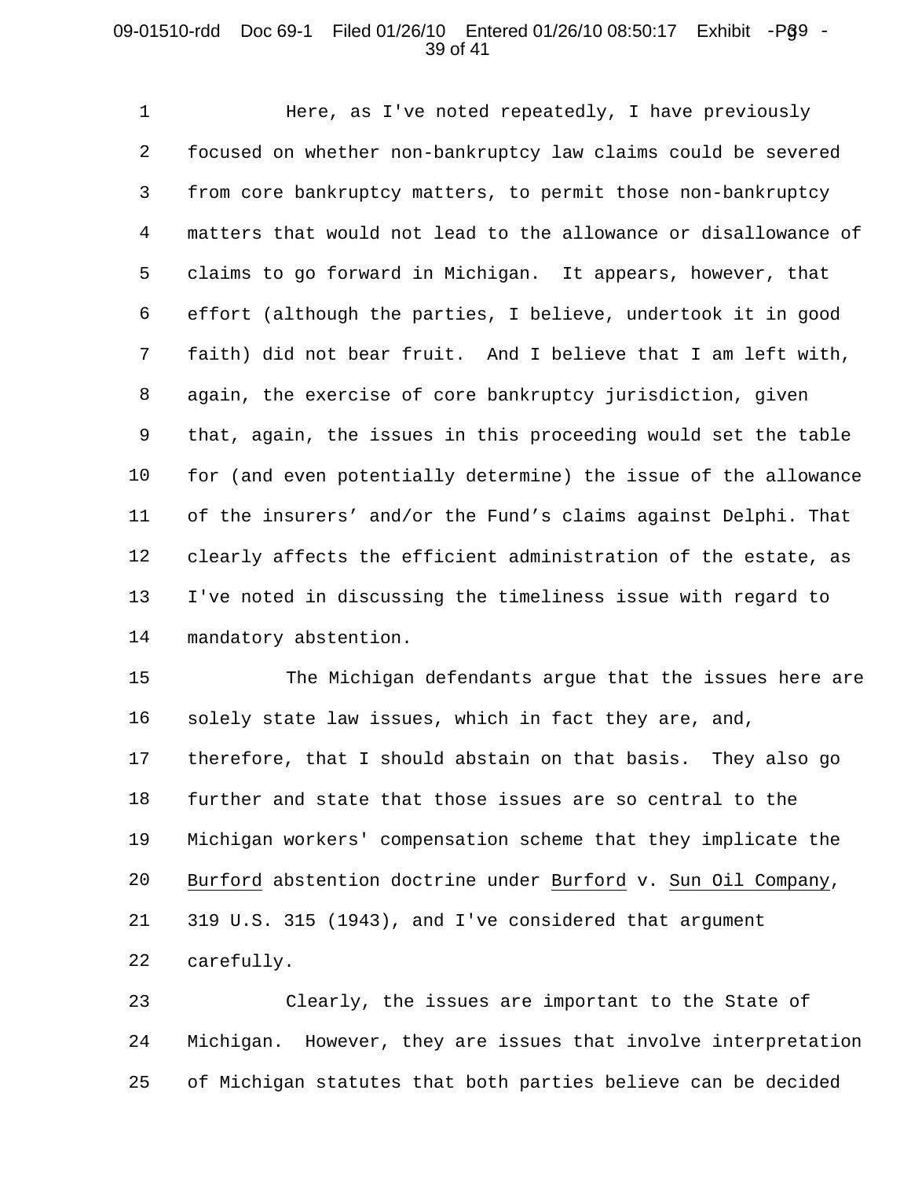1 Here, as I've noted repeatedly, I have previously
2 focused on whether non-bankruptcy law claims could be severed
3 from core bankruptcy matters, to permit those non-bankruptcy
4 matters that would not lead to the allowance or disallowance of
5 claims to go forward in Michigan. It appears, however, that
6 effort (although the parties, I believe, undertook it in good
7 faith) did not bear fruit. And I believe that I am left with,
8 again, the exercise of core bankruptcy jurisdiction, given
9 that, again, the issues in this proceeding would set the table
10 for (and even potentially determine) the issue of the allowance
11 of the insurers' and/or the Fund's claims against Delphi. That
12 clearly affects the efficient administration of the estate, as
13 I've noted in discussing the timeliness issue with regard to
14 mandatory abstention.

15 The Michigan defendants argue that the issues here are
16 solely state law issues, which in fact they are, and,
17 therefore, that I should abstain on that basis. They also go
18 further and state that those issues are so central to the
19 Michigan workers' compensation scheme that they implicate the
20 <u>Burford</u> abstention doctrine under <u>Burford</u> v. <u>Sun Oil Company</u>,
21 319 U.S. 315 (1943), and I've considered that argument
22 carefully.

23 Clearly, the issues are important to the State of
24 Michigan. However, they are issues that involve interpretation
25 of Michigan statutes that both parties believe can be decided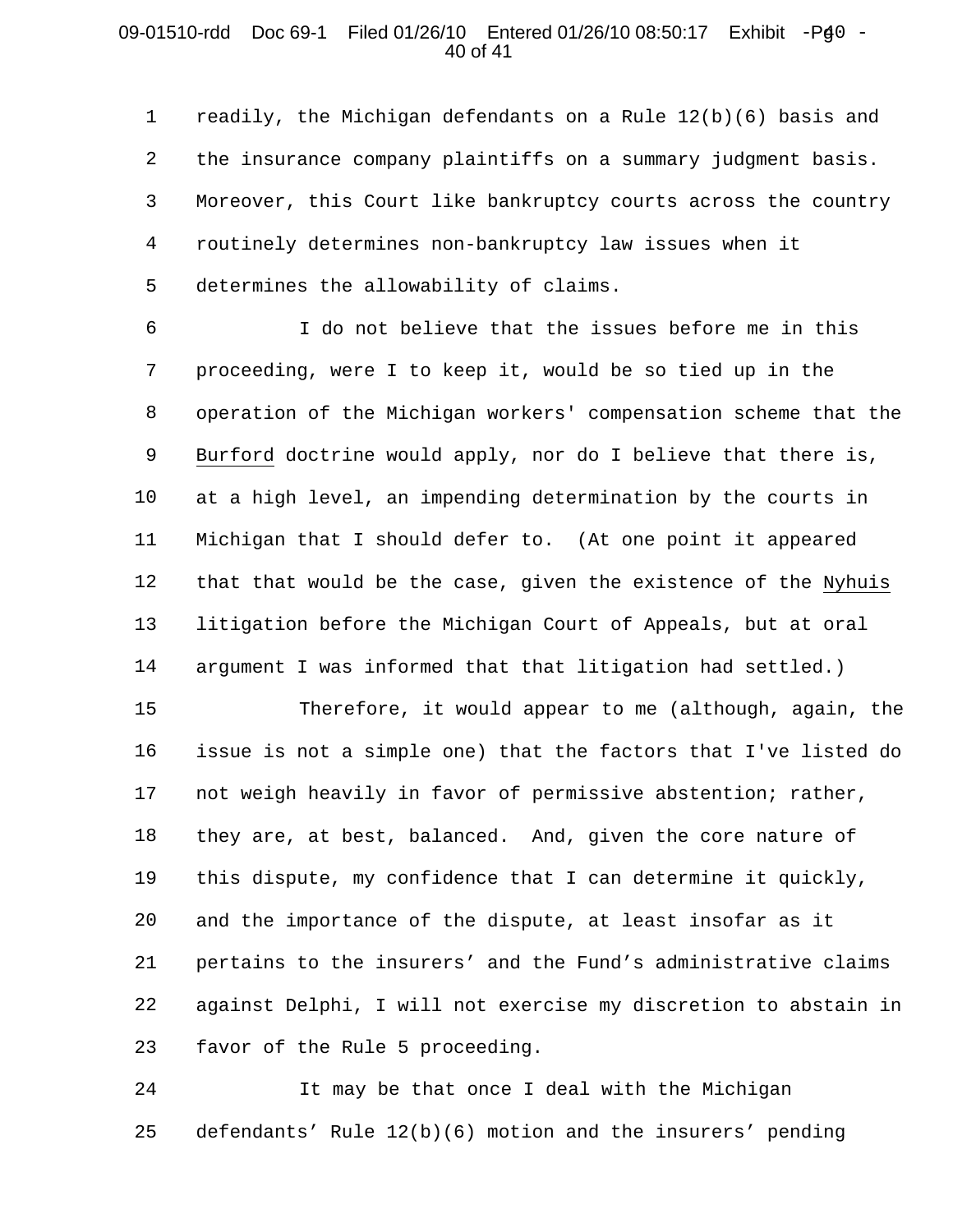readily, the Michigan defendants on a Rule 12(b)(6) basis and the insurance company plaintiffs on a summary judgment basis. Moreover, this Court like bankruptcy courts across the country routinely determines non-bankruptcy law issues when it determines the allowability of claims.

I do not believe that the issues before me in this proceeding, were I to keep it, would be so tied up in the operation of the Michigan workers' compensation scheme that the Burford doctrine would apply, nor do I believe that there is, at a high level, an impending determination by the courts in Michigan that I should defer to. (At one point it appeared that that would be the case, given the existence of the Nyhuis litigation before the Michigan Court of Appeals, but at oral argument I was informed that that litigation had settled.)

Therefore, it would appear to me (although, again, the issue is not a simple one) that the factors that I've listed do not weigh heavily in favor of permissive abstention; rather, they are, at best, balanced. And, given the core nature of this dispute, my confidence that I can determine it quickly, and the importance of the dispute, at least insofar as it pertains to the insurers' and the Fund's administrative claims against Delphi, I will not exercise my discretion to abstain in favor of the Rule 5 proceeding.

It may be that once I deal with the Michigan defendants' Rule 12(b)(6) motion and the insurers' pending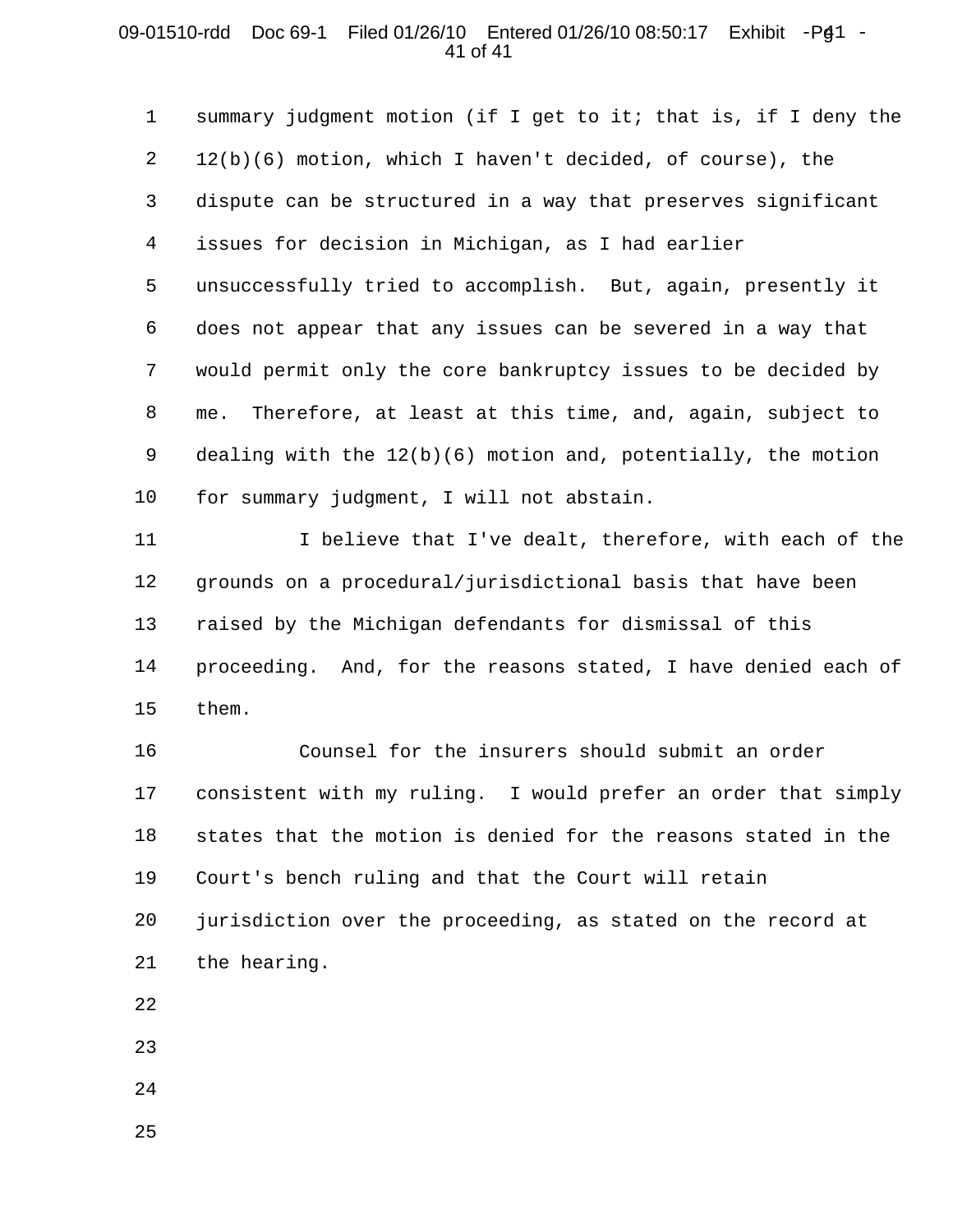summary judgment motion (if I get to it; that is, if I deny the 12(b)(6) motion, which I haven't decided, of course), the dispute can be structured in a way that preserves significant issues for decision in Michigan, as I had earlier unsuccessfully tried to accomplish. But, again, presently it does not appear that any issues can be severed in a way that would permit only the core bankruptcy issues to be decided by me. Therefore, at least at this time, and, again, subject to dealing with the 12(b)(6) motion and, potentially, the motion for summary judgment, I will not abstain.

I believe that I've dealt, therefore, with each of the grounds on a procedural/jurisdictional basis that have been raised by the Michigan defendants for dismissal of this proceeding. And, for the reasons stated, I have denied each of them.

Counsel for the insurers should submit an order consistent with my ruling. I would prefer an order that simply states that the motion is denied for the reasons stated in the Court's bench ruling and that the Court will retain jurisdiction over the proceeding, as stated on the record at the hearing.